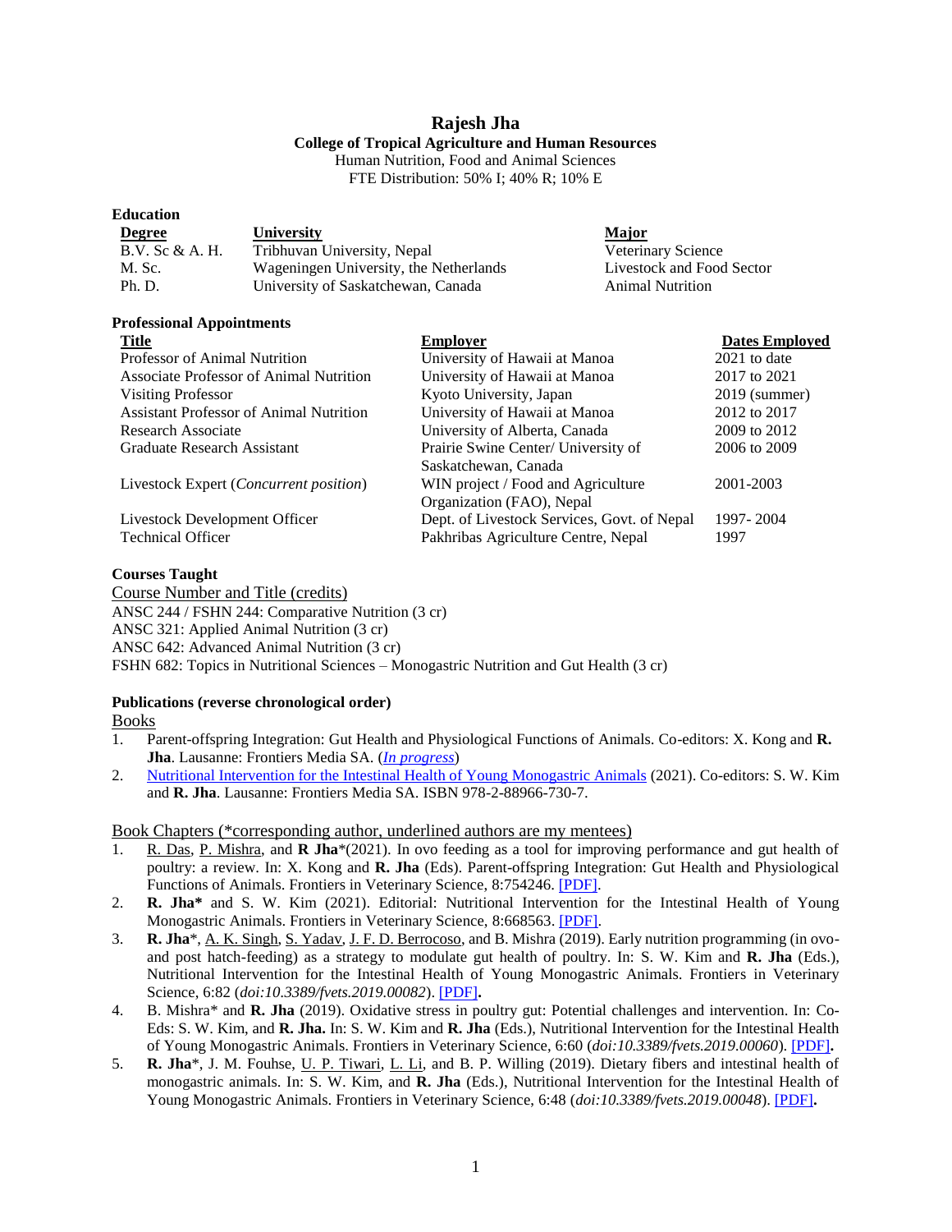# Rajesh Jha

**College of Tropical Agriculture and Human Resources**

Human Nutrition, Food and Animal Sciences

FTE Distribution: 50% I; 40% R; 10% E

## Education

| Degree | University | Major |
| --- | --- | --- |
| B.V. Sc & A. H. | Tribhuvan University, Nepal | Veterinary Science |
| M. Sc. | Wageningen University, the Netherlands | Livestock and Food Sector |
| Ph. D. | University of Saskatchewan, Canada | Animal Nutrition |

## Professional Appointments

| Title | Employer | Dates Employed |
| --- | --- | --- |
| Professor of Animal Nutrition | University of Hawaii at Manoa | 2021 to date |
| Associate Professor of Animal Nutrition | University of Hawaii at Manoa | 2017 to 2021 |
| Visiting Professor | Kyoto University, Japan | 2019 (summer) |
| Assistant Professor of Animal Nutrition | University of Hawaii at Manoa | 2012 to 2017 |
| Research Associate | University of Alberta, Canada | 2009 to 2012 |
| Graduate Research Assistant | Prairie Swine Center/ University of Saskatchewan, Canada | 2006 to 2009 |
| Livestock Expert (*Concurrent position*) | WIN project / Food and Agriculture Organization (FAO), Nepal | 2001-2003 |
| Livestock Development Officer | Dept. of Livestock Services, Govt. of Nepal | 1997- 2004 |
| Technical Officer | Pakhribas Agriculture Centre, Nepal | 1997 |

## Courses Taught

Course Number and Title (credits)

ANSC 244 / FSHN 244: Comparative Nutrition (3 cr)

ANSC 321: Applied Animal Nutrition (3 cr)

ANSC 642: Advanced Animal Nutrition (3 cr)

FSHN 682: Topics in Nutritional Sciences – Monogastric Nutrition and Gut Health (3 cr)

## Publications (reverse chronological order)

### Books

1. Parent-offspring Integration: Gut Health and Physiological Functions of Animals. Co-editors: X. Kong and **R. Jha**. Lausanne: Frontiers Media SA. (*In progress*)
2. Nutritional Intervention for the Intestinal Health of Young Monogastric Animals (2021). Co-editors: S. W. Kim and **R. Jha**. Lausanne: Frontiers Media SA. ISBN 978-2-88966-730-7.

### Book Chapters (*corresponding author, underlined authors are my mentees)

1. R. Das, P. Mishra, and **R Jha***(2021). In ovo feeding as a tool for improving performance and gut health of poultry: a review. In: X. Kong and **R. Jha** (Eds). Parent-offspring Integration: Gut Health and Physiological Functions of Animals. Frontiers in Veterinary Science, 8:754246. [PDF].
2. **R. Jha*** and S. W. Kim (2021). Editorial: Nutritional Intervention for the Intestinal Health of Young Monogastric Animals. Frontiers in Veterinary Science, 8:668563. [PDF].
3. **R. Jha***, A. K. Singh, S. Yadav, J. F. D. Berrocoso, and B. Mishra (2019). Early nutrition programming (in ovo- and post hatch-feeding) as a strategy to modulate gut health of poultry. In: S. W. Kim and **R. Jha** (Eds.), Nutritional Intervention for the Intestinal Health of Young Monogastric Animals. Frontiers in Veterinary Science, 6:82 (*doi:10.3389/fvets.2019.00082*). [PDF]**.**
4. B. Mishra* and **R. Jha** (2019). Oxidative stress in poultry gut: Potential challenges and intervention. In: Co-Eds: S. W. Kim, and **R. Jha.** In: S. W. Kim and **R. Jha** (Eds.), Nutritional Intervention for the Intestinal Health of Young Monogastric Animals. Frontiers in Veterinary Science, 6:60 (*doi:10.3389/fvets.2019.00060*). [PDF]**.**
5. **R. Jha***, J. M. Fouhse, U. P. Tiwari, L. Li, and B. P. Willing (2019). Dietary fibers and intestinal health of monogastric animals. In: S. W. Kim, and **R. Jha** (Eds.), Nutritional Intervention for the Intestinal Health of Young Monogastric Animals. Frontiers in Veterinary Science, 6:48 (*doi:10.3389/fvets.2019.00048*). [PDF]**.**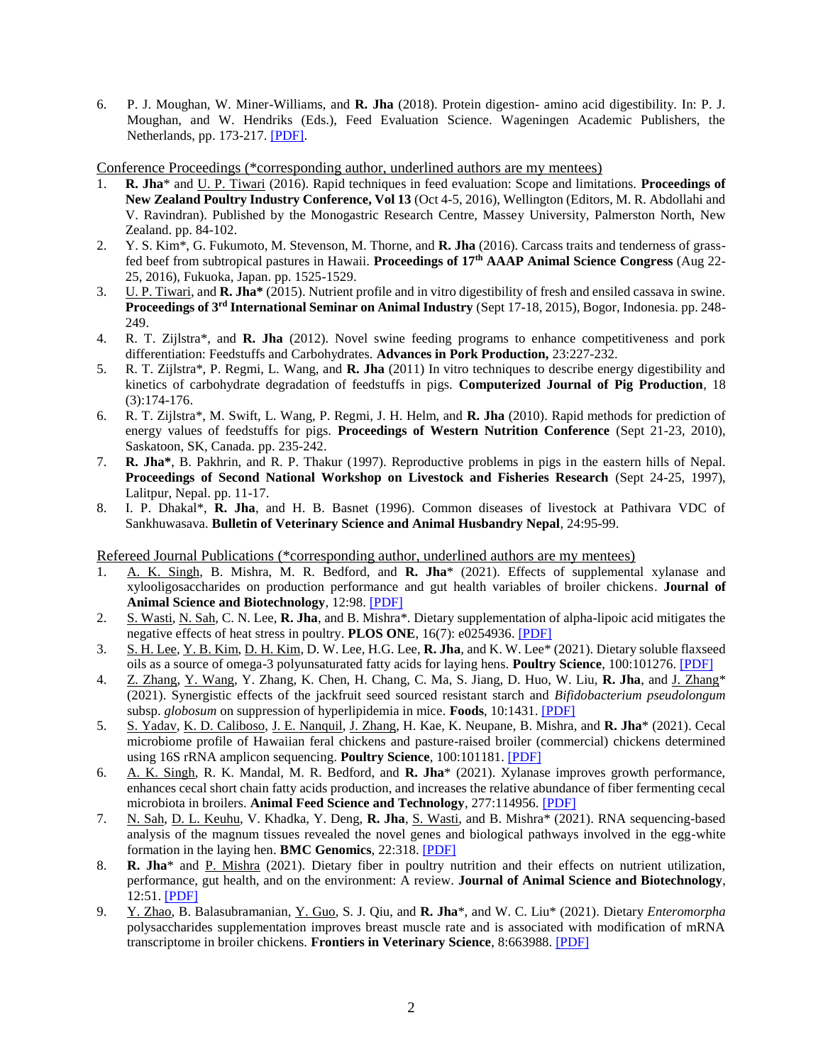6. P. J. Moughan, W. Miner-Williams, and **R. Jha** (2018). Protein digestion- amino acid digestibility. In: P. J. Moughan, and W. Hendriks (Eds.), Feed Evaluation Science. Wageningen Academic Publishers, the Netherlands, pp. 173-217. [PDF].

Conference Proceedings (*corresponding author, underlined authors are my mentees)

1. **R. Jha*** and U. P. Tiwari (2016). Rapid techniques in feed evaluation: Scope and limitations. **Proceedings of New Zealand Poultry Industry Conference, Vol 13** (Oct 4-5, 2016), Wellington (Editors, M. R. Abdollahi and V. Ravindran). Published by the Monogastric Research Centre, Massey University, Palmerston North, New Zealand. pp. 84-102.
2. Y. S. Kim*, G. Fukumoto, M. Stevenson, M. Thorne, and **R. Jha** (2016). Carcass traits and tenderness of grass-fed beef from subtropical pastures in Hawaii. **Proceedings of 17th AAAP Animal Science Congress** (Aug 22-25, 2016), Fukuoka, Japan. pp. 1525-1529.
3. U. P. Tiwari, and **R. Jha*** (2015). Nutrient profile and in vitro digestibility of fresh and ensiled cassava in swine. **Proceedings of 3rd International Seminar on Animal Industry** (Sept 17-18, 2015), Bogor, Indonesia. pp. 248-249.
4. R. T. Zijlstra*, and **R. Jha** (2012). Novel swine feeding programs to enhance competitiveness and pork differentiation: Feedstuffs and Carbohydrates. **Advances in Pork Production,** 23:227-232.
5. R. T. Zijlstra*, P. Regmi, L. Wang, and **R. Jha** (2011) In vitro techniques to describe energy digestibility and kinetics of carbohydrate degradation of feedstuffs in pigs. **Computerized Journal of Pig Production**, 18 (3):174-176.
6. R. T. Zijlstra*, M. Swift, L. Wang, P. Regmi, J. H. Helm, and **R. Jha** (2010). Rapid methods for prediction of energy values of feedstuffs for pigs. **Proceedings of Western Nutrition Conference** (Sept 21-23, 2010), Saskatoon, SK, Canada. pp. 235-242.
7. **R. Jha***, B. Pakhrin, and R. P. Thakur (1997). Reproductive problems in pigs in the eastern hills of Nepal. **Proceedings of Second National Workshop on Livestock and Fisheries Research** (Sept 24-25, 1997), Lalitpur, Nepal. pp. 11-17.
8. I. P. Dhakal*, **R. Jha**, and H. B. Basnet (1996). Common diseases of livestock at Pathivara VDC of Sankhuwasava. **Bulletin of Veterinary Science and Animal Husbandry Nepal**, 24:95-99.

Refereed Journal Publications (*corresponding author, underlined authors are my mentees)

1. A. K. Singh, B. Mishra, M. R. Bedford, and **R. Jha*** (2021). Effects of supplemental xylanase and xylooligosaccharides on production performance and gut health variables of broiler chickens. **Journal of Animal Science and Biotechnology**, 12:98. [PDF]
2. S. Wasti, N. Sah, C. N. Lee, **R. Jha**, and B. Mishra*. Dietary supplementation of alpha-lipoic acid mitigates the negative effects of heat stress in poultry. **PLOS ONE**, 16(7): e0254936. [PDF]
3. S. H. Lee, Y. B. Kim, D. H. Kim, D. W. Lee, H.G. Lee, **R. Jha**, and K. W. Lee* (2021). Dietary soluble flaxseed oils as a source of omega-3 polyunsaturated fatty acids for laying hens. **Poultry Science**, 100:101276. [PDF]
4. Z. Zhang, Y. Wang, Y. Zhang, K. Chen, H. Chang, C. Ma, S. Jiang, D. Huo, W. Liu, **R. Jha**, and J. Zhang* (2021). Synergistic effects of the jackfruit seed sourced resistant starch and *Bifidobacterium pseudolongum* subsp. *globosum* on suppression of hyperlipidemia in mice. **Foods**, 10:1431. [PDF]
5. S. Yadav, K. D. Caliboso, J. E. Nanquil, J. Zhang, H. Kae, K. Neupane, B. Mishra, and **R. Jha*** (2021). Cecal microbiome profile of Hawaiian feral chickens and pasture-raised broiler (commercial) chickens determined using 16S rRNA amplicon sequencing. **Poultry Science**, 100:101181. [PDF]
6. A. K. Singh, R. K. Mandal, M. R. Bedford, and **R. Jha*** (2021). Xylanase improves growth performance, enhances cecal short chain fatty acids production, and increases the relative abundance of fiber fermenting cecal microbiota in broilers. **Animal Feed Science and Technology**, 277:114956. [PDF]
7. N. Sah, D. L. Keuhu, V. Khadka, Y. Deng, **R. Jha**, S. Wasti, and B. Mishra* (2021). RNA sequencing-based analysis of the magnum tissues revealed the novel genes and biological pathways involved in the egg-white formation in the laying hen. **BMC Genomics**, 22:318. [PDF]
8. **R. Jha*** and P. Mishra (2021). Dietary fiber in poultry nutrition and their effects on nutrient utilization, performance, gut health, and on the environment: A review. **Journal of Animal Science and Biotechnology**, 12:51. [PDF]
9. Y. Zhao, B. Balasubramanian, Y. Guo, S. J. Qiu, and **R. Jha***, and W. C. Liu* (2021). Dietary *Enteromorpha* polysaccharides supplementation improves breast muscle rate and is associated with modification of mRNA transcriptome in broiler chickens. **Frontiers in Veterinary Science**, 8:663988. [PDF]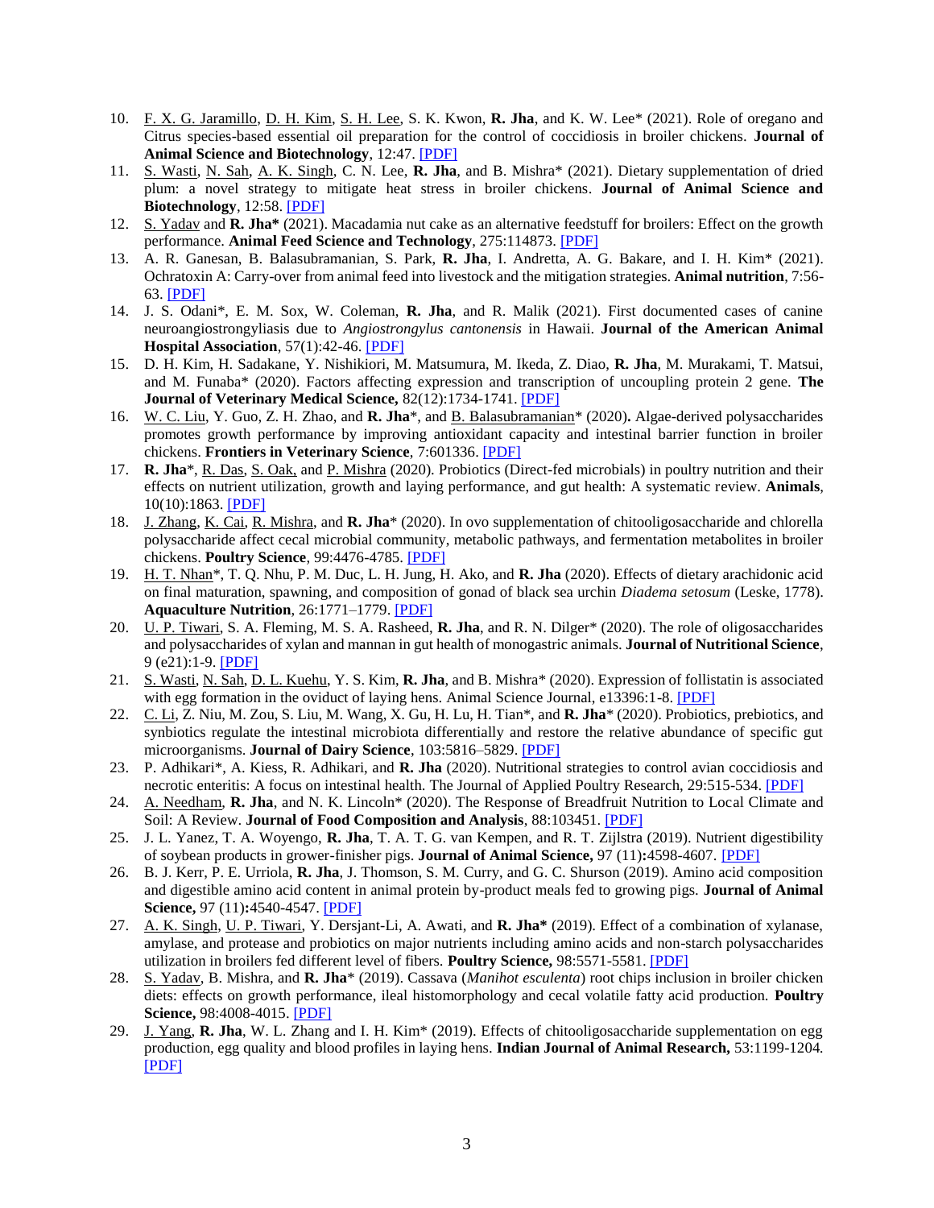10. F. X. G. Jaramillo, D. H. Kim, S. H. Lee, S. K. Kwon, **R. Jha**, and K. W. Lee* (2021). Role of oregano and Citrus species-based essential oil preparation for the control of coccidiosis in broiler chickens. **Journal of Animal Science and Biotechnology**, 12:47. [PDF]
11. S. Wasti, N. Sah, A. K. Singh, C. N. Lee, **R. Jha**, and B. Mishra* (2021). Dietary supplementation of dried plum: a novel strategy to mitigate heat stress in broiler chickens. **Journal of Animal Science and Biotechnology**, 12:58. [PDF]
12. S. Yadav and **R. Jha*** (2021). Macadamia nut cake as an alternative feedstuff for broilers: Effect on the growth performance. **Animal Feed Science and Technology**, 275:114873. [PDF]
13. A. R. Ganesan, B. Balasubramanian, S. Park, **R. Jha**, I. Andretta, A. G. Bakare, and I. H. Kim* (2021). Ochratoxin A: Carry-over from animal feed into livestock and the mitigation strategies. **Animal nutrition**, 7:56-63. [PDF]
14. J. S. Odani*, E. M. Sox, W. Coleman, **R. Jha**, and R. Malik (2021). First documented cases of canine neuroangiostrongyliasis due to *Angiostrongylus cantonensis* in Hawaii. **Journal of the American Animal Hospital Association**, 57(1):42-46. [PDF]
15. D. H. Kim, H. Sadakane, Y. Nishikiori, M. Matsumura, M. Ikeda, Z. Diao, **R. Jha**, M. Murakami, T. Matsui, and M. Funaba* (2020). Factors affecting expression and transcription of uncoupling protein 2 gene. **The Journal of Veterinary Medical Science,** 82(12):1734-1741. [PDF]
16. W. C. Liu, Y. Guo, Z. H. Zhao, and **R. Jha***, and B. Balasubramanian* (2020). Algae-derived polysaccharides promotes growth performance by improving antioxidant capacity and intestinal barrier function in broiler chickens. **Frontiers in Veterinary Science**, 7:601336. [PDF]
17. **R. Jha***, R. Das, S. Oak, and P. Mishra (2020). Probiotics (Direct-fed microbials) in poultry nutrition and their effects on nutrient utilization, growth and laying performance, and gut health: A systematic review. **Animals**, 10(10):1863. [PDF]
18. J. Zhang, K. Cai, R. Mishra, and **R. Jha*** (2020). In ovo supplementation of chitooligosaccharide and chlorella polysaccharide affect cecal microbial community, metabolic pathways, and fermentation metabolites in broiler chickens. **Poultry Science**, 99:4476-4785. [PDF]
19. H. T. Nhan*, T. Q. Nhu, P. M. Duc, L. H. Jung, H. Ako, and **R. Jha** (2020). Effects of dietary arachidonic acid on final maturation, spawning, and composition of gonad of black sea urchin *Diadema setosum* (Leske, 1778). **Aquaculture Nutrition**, 26:1771–1779. [PDF]
20. U. P. Tiwari, S. A. Fleming, M. S. A. Rasheed, **R. Jha**, and R. N. Dilger* (2020). The role of oligosaccharides and polysaccharides of xylan and mannan in gut health of monogastric animals. **Journal of Nutritional Science**, 9 (e21):1-9. [PDF]
21. S. Wasti, N. Sah, D. L. Kuehu, Y. S. Kim, **R. Jha**, and B. Mishra* (2020). Expression of follistatin is associated with egg formation in the oviduct of laying hens. Animal Science Journal, e13396:1-8. [PDF]
22. C. Li, Z. Niu, M. Zou, S. Liu, M. Wang, X. Gu, H. Lu, H. Tian*, and **R. Jha*** (2020). Probiotics, prebiotics, and synbiotics regulate the intestinal microbiota differentially and restore the relative abundance of specific gut microorganisms. **Journal of Dairy Science**, 103:5816–5829. [PDF]
23. P. Adhikari*, A. Kiess, R. Adhikari, and **R. Jha** (2020). Nutritional strategies to control avian coccidiosis and necrotic enteritis: A focus on intestinal health. The Journal of Applied Poultry Research, 29:515-534. [PDF]
24. A. Needham, **R. Jha**, and N. K. Lincoln* (2020). The Response of Breadfruit Nutrition to Local Climate and Soil: A Review. **Journal of Food Composition and Analysis**, 88:103451. [PDF]
25. J. L. Yanez, T. A. Woyengo, **R. Jha**, T. A. T. G. van Kempen, and R. T. Zijlstra (2019). Nutrient digestibility of soybean products in grower-finisher pigs. **Journal of Animal Science,** 97 (11)**:**4598-4607. [PDF]
26. B. J. Kerr, P. E. Urriola, **R. Jha**, J. Thomson, S. M. Curry, and G. C. Shurson (2019). Amino acid composition and digestible amino acid content in animal protein by-product meals fed to growing pigs. **Journal of Animal Science,** 97 (11)**:**4540-4547. [PDF]
27. A. K. Singh, U. P. Tiwari, Y. Dersjant-Li, A. Awati, and **R. Jha*** (2019). Effect of a combination of xylanase, amylase, and protease and probiotics on major nutrients including amino acids and non-starch polysaccharides utilization in broilers fed different level of fibers. **Poultry Science,** 98:5571-5581. [PDF]
28. S. Yadav, B. Mishra, and **R. Jha*** (2019). Cassava (*Manihot esculenta*) root chips inclusion in broiler chicken diets: effects on growth performance, ileal histomorphology and cecal volatile fatty acid production. **Poultry Science,** 98:4008-4015. [PDF]
29. J. Yang, **R. Jha**, W. L. Zhang and I. H. Kim* (2019). Effects of chitooligosaccharide supplementation on egg production, egg quality and blood profiles in laying hens. **Indian Journal of Animal Research,** 53:1199-1204. [PDF]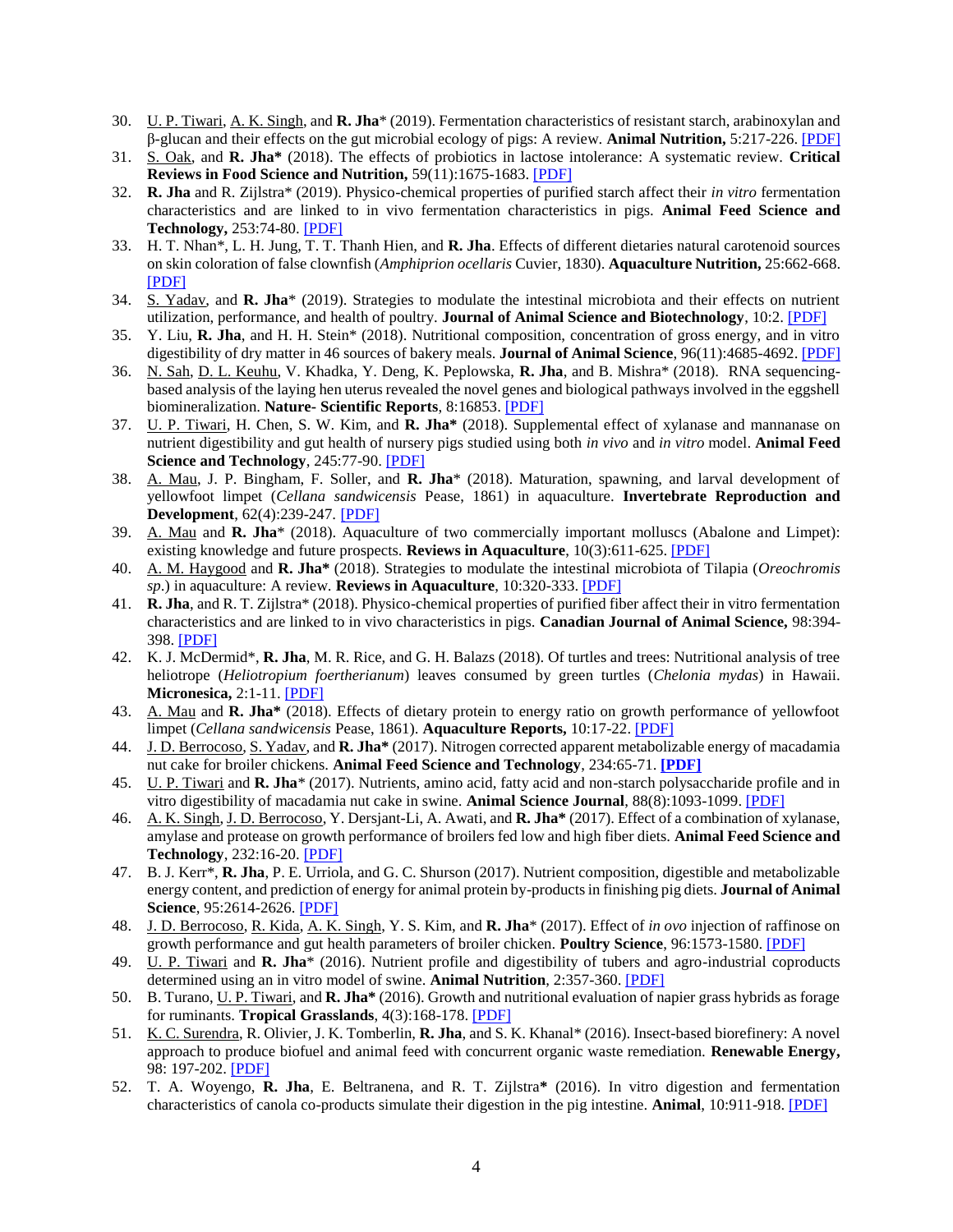30. U. P. Tiwari, A. K. Singh, and **R. Jha*** (2019). Fermentation characteristics of resistant starch, arabinoxylan and β-glucan and their effects on the gut microbial ecology of pigs: A review. **Animal Nutrition,** 5:217-226. [PDF]
31. S. Oak, and **R. Jha*** (2018). The effects of probiotics in lactose intolerance: A systematic review. **Critical Reviews in Food Science and Nutrition,** 59(11):1675-1683. [PDF]
32. **R. Jha** and R. Zijlstra* (2019). Physico-chemical properties of purified starch affect their *in vitro* fermentation characteristics and are linked to in vivo fermentation characteristics in pigs. **Animal Feed Science and Technology,** 253:74-80. [PDF]
33. H. T. Nhan*, L. H. Jung, T. T. Thanh Hien, and **R. Jha**. Effects of different dietaries natural carotenoid sources on skin coloration of false clownfish (*Amphiprion ocellaris* Cuvier, 1830). **Aquaculture Nutrition,** 25:662-668. [PDF]
34. S. Yadav, and **R. Jha*** (2019). Strategies to modulate the intestinal microbiota and their effects on nutrient utilization, performance, and health of poultry. **Journal of Animal Science and Biotechnology**, 10:2. [PDF]
35. Y. Liu, **R. Jha**, and H. H. Stein* (2018). Nutritional composition, concentration of gross energy, and in vitro digestibility of dry matter in 46 sources of bakery meals. **Journal of Animal Science**, 96(11):4685-4692. [PDF]
36. N. Sah, D. L. Keuhu, V. Khadka, Y. Deng, K. Peplowska, **R. Jha**, and B. Mishra* (2018). RNA sequencing-based analysis of the laying hen uterus revealed the novel genes and biological pathways involved in the eggshell biomineralization. **Nature- Scientific Reports**, 8:16853. [PDF]
37. U. P. Tiwari, H. Chen, S. W. Kim, and **R. Jha*** (2018). Supplemental effect of xylanase and mannanase on nutrient digestibility and gut health of nursery pigs studied using both *in vivo* and *in vitro* model. **Animal Feed Science and Technology**, 245:77-90. [PDF]
38. A. Mau, J. P. Bingham, F. Soller, and **R. Jha*** (2018). Maturation, spawning, and larval development of yellowfoot limpet (*Cellana sandwicensis* Pease, 1861) in aquaculture. **Invertebrate Reproduction and Development**, 62(4):239-247. [PDF]
39. A. Mau and **R. Jha*** (2018). Aquaculture of two commercially important molluscs (Abalone and Limpet): existing knowledge and future prospects. **Reviews in Aquaculture**, 10(3):611-625. [PDF]
40. A. M. Haygood and **R. Jha*** (2018). Strategies to modulate the intestinal microbiota of Tilapia (*Oreochromis sp*.) in aquaculture: A review. **Reviews in Aquaculture**, 10:320-333. [PDF]
41. **R. Jha**, and R. T. Zijlstra* (2018). Physico-chemical properties of purified fiber affect their in vitro fermentation characteristics and are linked to in vivo characteristics in pigs. **Canadian Journal of Animal Science,** 98:394-398. [PDF]
42. K. J. McDermid*, **R. Jha**, M. R. Rice, and G. H. Balazs (2018). Of turtles and trees: Nutritional analysis of tree heliotrope (*Heliotropium foertherianum*) leaves consumed by green turtles (*Chelonia mydas*) in Hawaii. **Micronesica,** 2:1-11. [PDF]
43. A. Mau and **R. Jha*** (2018). Effects of dietary protein to energy ratio on growth performance of yellowfoot limpet (*Cellana sandwicensis* Pease, 1861). **Aquaculture Reports,** 10:17-22. [PDF]
44. J. D. Berrocoso, S. Yadav, and **R. Jha*** (2017). Nitrogen corrected apparent metabolizable energy of macadamia nut cake for broiler chickens. **Animal Feed Science and Technology**, 234:65-71. **[PDF]**
45. U. P. Tiwari and **R. Jha*** (2017). Nutrients, amino acid, fatty acid and non-starch polysaccharide profile and in vitro digestibility of macadamia nut cake in swine. **Animal Science Journal**, 88(8):1093-1099. [PDF]
46. A. K. Singh, J. D. Berrocoso, Y. Dersjant-Li, A. Awati, and **R. Jha*** (2017). Effect of a combination of xylanase, amylase and protease on growth performance of broilers fed low and high fiber diets. **Animal Feed Science and Technology**, 232:16-20. [PDF]
47. B. J. Kerr*, **R. Jha**, P. E. Urriola, and G. C. Shurson (2017). Nutrient composition, digestible and metabolizable energy content, and prediction of energy for animal protein by-products in finishing pig diets. **Journal of Animal Science**, 95:2614-2626. [PDF]
48. J. D. Berrocoso, R. Kida, A. K. Singh, Y. S. Kim, and **R. Jha*** (2017). Effect of *in ovo* injection of raffinose on growth performance and gut health parameters of broiler chicken. **Poultry Science**, 96:1573-1580. [PDF]
49. U. P. Tiwari and **R. Jha*** (2016). Nutrient profile and digestibility of tubers and agro-industrial coproducts determined using an in vitro model of swine. **Animal Nutrition**, 2:357-360. [PDF]
50. B. Turano, U. P. Tiwari, and **R. Jha*** (2016). Growth and nutritional evaluation of napier grass hybrids as forage for ruminants. **Tropical Grasslands**, 4(3):168-178. [PDF]
51. K. C. Surendra, R. Olivier, J. K. Tomberlin, **R. Jha**, and S. K. Khanal* (2016). Insect-based biorefinery: A novel approach to produce biofuel and animal feed with concurrent organic waste remediation. **Renewable Energy,** 98: 197-202. [PDF]
52. T. A. Woyengo, **R. Jha**, E. Beltranena, and R. T. Zijlstra**\*** (2016). In vitro digestion and fermentation characteristics of canola co-products simulate their digestion in the pig intestine. **Animal**, 10:911-918. [PDF]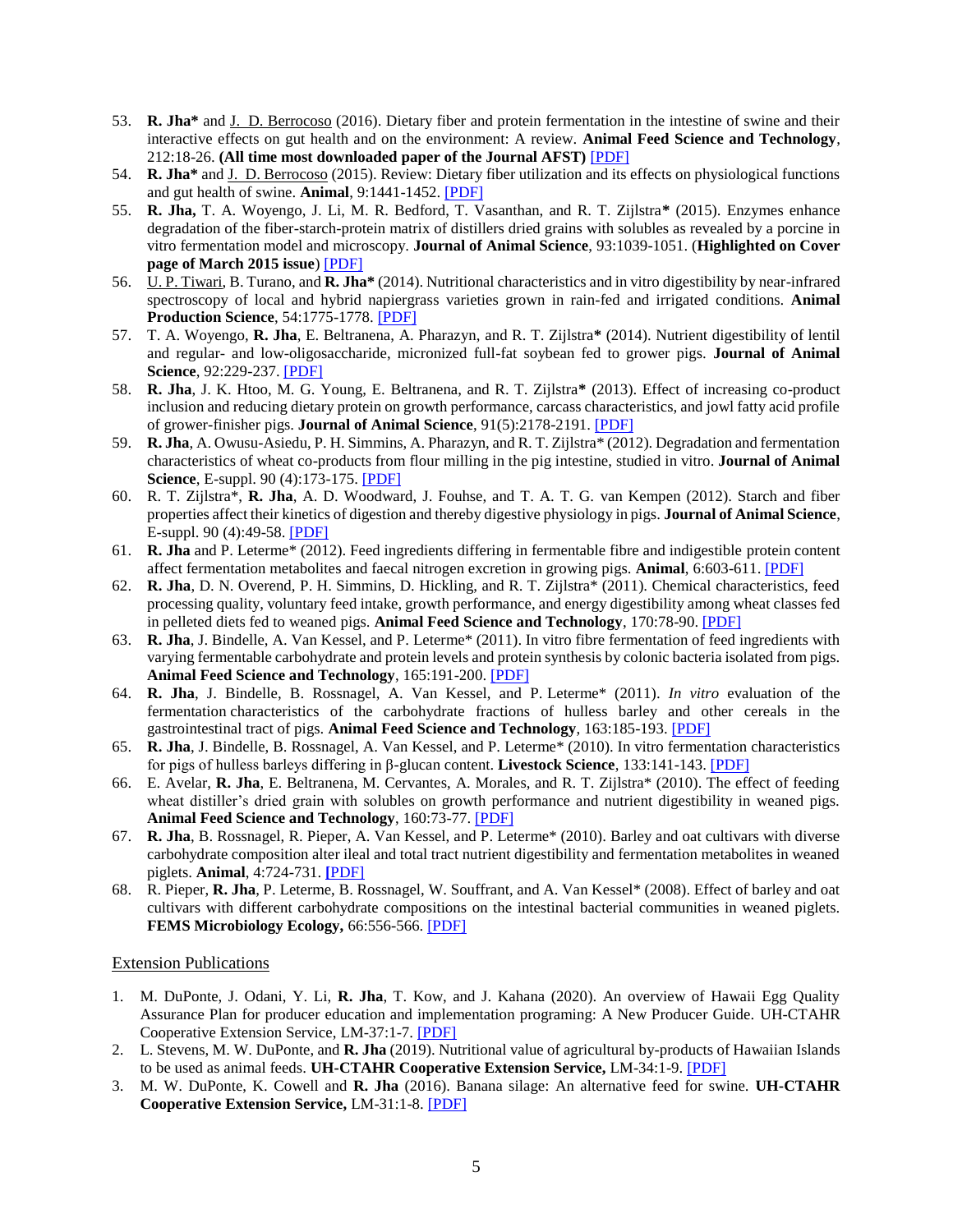53. **R. Jha*** and J. D. Berrocoso (2016). Dietary fiber and protein fermentation in the intestine of swine and their interactive effects on gut health and on the environment: A review. **Animal Feed Science and Technology**, 212:18-26. **(All time most downloaded paper of the Journal AFST)** [PDF]
54. **R. Jha*** and J. D. Berrocoso (2015). Review: Dietary fiber utilization and its effects on physiological functions and gut health of swine. **Animal**, 9:1441-1452. [PDF]
55. **R. Jha,** T. A. Woyengo, J. Li, M. R. Bedford, T. Vasanthan, and R. T. Zijlstra* (2015). Enzymes enhance degradation of the fiber-starch-protein matrix of distillers dried grains with solubles as revealed by a porcine in vitro fermentation model and microscopy. **Journal of Animal Science**, 93:1039-1051. (**Highlighted on Cover page of March 2015 issue**) [PDF]
56. U. P. Tiwari, B. Turano, and **R. Jha*** (2014). Nutritional characteristics and in vitro digestibility by near-infrared spectroscopy of local and hybrid napiergrass varieties grown in rain-fed and irrigated conditions. **Animal Production Science**, 54:1775-1778. [PDF]
57. T. A. Woyengo, **R. Jha**, E. Beltranena, A. Pharazyn, and R. T. Zijlstra* (2014). Nutrient digestibility of lentil and regular- and low-oligosaccharide, micronized full-fat soybean fed to grower pigs. **Journal of Animal Science**, 92:229-237. [PDF]
58. **R. Jha**, J. K. Htoo, M. G. Young, E. Beltranena, and R. T. Zijlstra* (2013). Effect of increasing co-product inclusion and reducing dietary protein on growth performance, carcass characteristics, and jowl fatty acid profile of grower-finisher pigs. **Journal of Animal Science**, 91(5):2178-2191. [PDF]
59. **R. Jha**, A. Owusu-Asiedu, P. H. Simmins, A. Pharazyn, and R. T. Zijlstra* (2012). Degradation and fermentation characteristics of wheat co-products from flour milling in the pig intestine, studied in vitro. **Journal of Animal Science**, E-suppl. 90 (4):173-175. [PDF]
60. R. T. Zijlstra*, **R. Jha**, A. D. Woodward, J. Fouhse, and T. A. T. G. van Kempen (2012). Starch and fiber properties affect their kinetics of digestion and thereby digestive physiology in pigs. **Journal of Animal Science**, E-suppl. 90 (4):49-58. [PDF]
61. **R. Jha** and P. Leterme* (2012). Feed ingredients differing in fermentable fibre and indigestible protein content affect fermentation metabolites and faecal nitrogen excretion in growing pigs. **Animal**, 6:603-611. [PDF]
62. **R. Jha**, D. N. Overend, P. H. Simmins, D. Hickling, and R. T. Zijlstra* (2011). Chemical characteristics, feed processing quality, voluntary feed intake, growth performance, and energy digestibility among wheat classes fed in pelleted diets fed to weaned pigs. **Animal Feed Science and Technology**, 170:78-90. [PDF]
63. **R. Jha**, J. Bindelle, A. Van Kessel, and P. Leterme* (2011). In vitro fibre fermentation of feed ingredients with varying fermentable carbohydrate and protein levels and protein synthesis by colonic bacteria isolated from pigs. **Animal Feed Science and Technology**, 165:191-200. [PDF]
64. **R. Jha**, J. Bindelle, B. Rossnagel, A. Van Kessel, and P. Leterme* (2011). *In vitro* evaluation of the fermentation characteristics of the carbohydrate fractions of hulless barley and other cereals in the gastrointestinal tract of pigs. **Animal Feed Science and Technology**, 163:185-193. [PDF]
65. **R. Jha**, J. Bindelle, B. Rossnagel, A. Van Kessel, and P. Leterme* (2010). In vitro fermentation characteristics for pigs of hulless barleys differing in β-glucan content. **Livestock Science**, 133:141-143. [PDF]
66. E. Avelar, **R. Jha**, E. Beltranena, M. Cervantes, A. Morales, and R. T. Zijlstra* (2010). The effect of feeding wheat distiller's dried grain with solubles on growth performance and nutrient digestibility in weaned pigs. **Animal Feed Science and Technology**, 160:73-77. [PDF]
67. **R. Jha**, B. Rossnagel, R. Pieper, A. Van Kessel, and P. Leterme* (2010). Barley and oat cultivars with diverse carbohydrate composition alter ileal and total tract nutrient digestibility and fermentation metabolites in weaned piglets. **Animal**, 4:724-731. [PDF]
68. R. Pieper, **R. Jha**, P. Leterme, B. Rossnagel, W. Souffrant, and A. Van Kessel* (2008). Effect of barley and oat cultivars with different carbohydrate compositions on the intestinal bacterial communities in weaned piglets. **FEMS Microbiology Ecology,** 66:556-566. [PDF]

## Extension Publications

1. M. DuPonte, J. Odani, Y. Li, **R. Jha**, T. Kow, and J. Kahana (2020). An overview of Hawaii Egg Quality Assurance Plan for producer education and implementation programing: A New Producer Guide. UH-CTAHR Cooperative Extension Service, LM-37:1-7. [PDF]
2. L. Stevens, M. W. DuPonte, and **R. Jha** (2019). Nutritional value of agricultural by-products of Hawaiian Islands to be used as animal feeds. **UH-CTAHR Cooperative Extension Service,** LM-34:1-9. [PDF]
3. M. W. DuPonte, K. Cowell and **R. Jha** (2016). Banana silage: An alternative feed for swine. **UH-CTAHR Cooperative Extension Service,** LM-31:1-8. [PDF]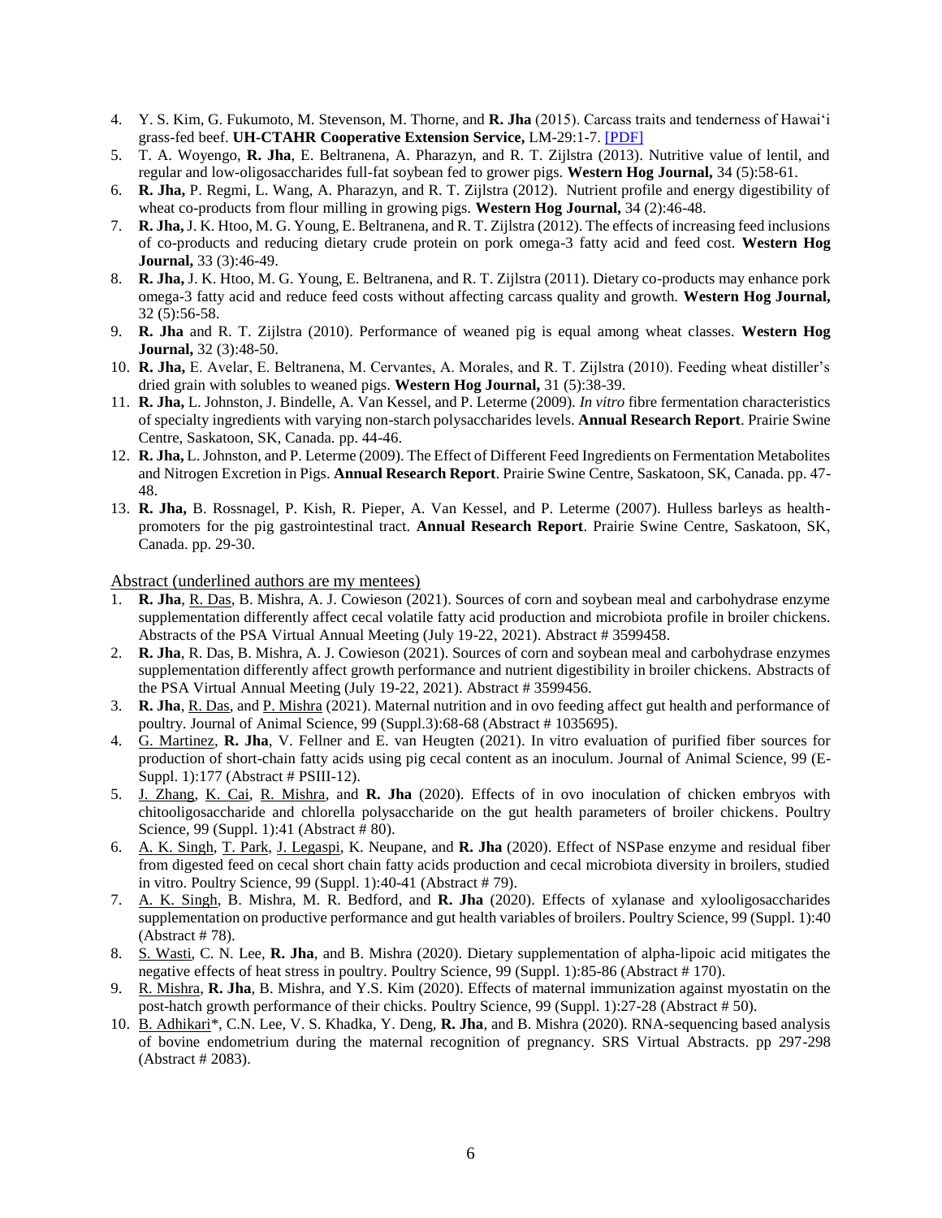4. Y. S. Kim, G. Fukumoto, M. Stevenson, M. Thorne, and **R. Jha** (2015). Carcass traits and tenderness of Hawaiʻi grass-fed beef. **UH-CTAHR Cooperative Extension Service,** LM-29:1-7. [PDF]
5. T. A. Woyengo, **R. Jha**, E. Beltranena, A. Pharazyn, and R. T. Zijlstra (2013). Nutritive value of lentil, and regular and low-oligosaccharides full-fat soybean fed to grower pigs. **Western Hog Journal,** 34 (5):58-61.
6. **R. Jha,** P. Regmi, L. Wang, A. Pharazyn, and R. T. Zijlstra (2012). Nutrient profile and energy digestibility of wheat co-products from flour milling in growing pigs. **Western Hog Journal,** 34 (2):46-48.
7. **R. Jha,** J. K. Htoo, M. G. Young, E. Beltranena, and R. T. Zijlstra (2012). The effects of increasing feed inclusions of co-products and reducing dietary crude protein on pork omega-3 fatty acid and feed cost. **Western Hog Journal,** 33 (3):46-49.
8. **R. Jha,** J. K. Htoo, M. G. Young, E. Beltranena, and R. T. Zijlstra (2011). Dietary co-products may enhance pork omega-3 fatty acid and reduce feed costs without affecting carcass quality and growth. **Western Hog Journal,** 32 (5):56-58.
9. **R. Jha** and R. T. Zijlstra (2010). Performance of weaned pig is equal among wheat classes. **Western Hog Journal,** 32 (3):48-50.
10. **R. Jha,** E. Avelar, E. Beltranena, M. Cervantes, A. Morales, and R. T. Zijlstra (2010). Feeding wheat distiller's dried grain with solubles to weaned pigs. **Western Hog Journal,** 31 (5):38-39.
11. **R. Jha,** L. Johnston, J. Bindelle, A. Van Kessel, and P. Leterme (2009). *In vitro* fibre fermentation characteristics of specialty ingredients with varying non-starch polysaccharides levels. **Annual Research Report**. Prairie Swine Centre, Saskatoon, SK, Canada. pp. 44-46.
12. **R. Jha,** L. Johnston, and P. Leterme (2009). The Effect of Different Feed Ingredients on Fermentation Metabolites and Nitrogen Excretion in Pigs. **Annual Research Report**. Prairie Swine Centre, Saskatoon, SK, Canada. pp. 47-48.
13. **R. Jha,** B. Rossnagel, P. Kish, R. Pieper, A. Van Kessel, and P. Leterme (2007). Hulless barleys as health-promoters for the pig gastrointestinal tract. **Annual Research Report**. Prairie Swine Centre, Saskatoon, SK, Canada. pp. 29-30.

Abstract (underlined authors are my mentees)

1. **R. Jha**, R. Das, B. Mishra, A. J. Cowieson (2021). Sources of corn and soybean meal and carbohydrase enzyme supplementation differently affect cecal volatile fatty acid production and microbiota profile in broiler chickens. Abstracts of the PSA Virtual Annual Meeting (July 19-22, 2021). Abstract # 3599458.
2. **R. Jha**, R. Das, B. Mishra, A. J. Cowieson (2021). Sources of corn and soybean meal and carbohydrase enzymes supplementation differently affect growth performance and nutrient digestibility in broiler chickens. Abstracts of the PSA Virtual Annual Meeting (July 19-22, 2021). Abstract # 3599456.
3. **R. Jha**, R. Das, and P. Mishra (2021). Maternal nutrition and in ovo feeding affect gut health and performance of poultry. Journal of Animal Science, 99 (Suppl.3):68-68 (Abstract # 1035695).
4. G. Martinez, **R. Jha**, V. Fellner and E. van Heugten (2021). In vitro evaluation of purified fiber sources for production of short-chain fatty acids using pig cecal content as an inoculum. Journal of Animal Science, 99 (E-Suppl. 1):177 (Abstract # PSIII-12).
5. J. Zhang, K. Cai, R. Mishra, and **R. Jha** (2020). Effects of in ovo inoculation of chicken embryos with chitooligosaccharide and chlorella polysaccharide on the gut health parameters of broiler chickens. Poultry Science, 99 (Suppl. 1):41 (Abstract # 80).
6. A. K. Singh, T. Park, J. Legaspi, K. Neupane, and **R. Jha** (2020). Effect of NSPase enzyme and residual fiber from digested feed on cecal short chain fatty acids production and cecal microbiota diversity in broilers, studied in vitro. Poultry Science, 99 (Suppl. 1):40-41 (Abstract # 79).
7. A. K. Singh, B. Mishra, M. R. Bedford, and **R. Jha** (2020). Effects of xylanase and xylooligosaccharides supplementation on productive performance and gut health variables of broilers. Poultry Science, 99 (Suppl. 1):40 (Abstract # 78).
8. S. Wasti, C. N. Lee, **R. Jha**, and B. Mishra (2020). Dietary supplementation of alpha-lipoic acid mitigates the negative effects of heat stress in poultry. Poultry Science, 99 (Suppl. 1):85-86 (Abstract # 170).
9. R. Mishra, **R. Jha**, B. Mishra, and Y.S. Kim (2020). Effects of maternal immunization against myostatin on the post-hatch growth performance of their chicks. Poultry Science, 99 (Suppl. 1):27-28 (Abstract # 50).
10. B. Adhikari*, C.N. Lee, V. S. Khadka, Y. Deng, **R. Jha**, and B. Mishra (2020). RNA-sequencing based analysis of bovine endometrium during the maternal recognition of pregnancy. SRS Virtual Abstracts. pp 297-298 (Abstract # 2083).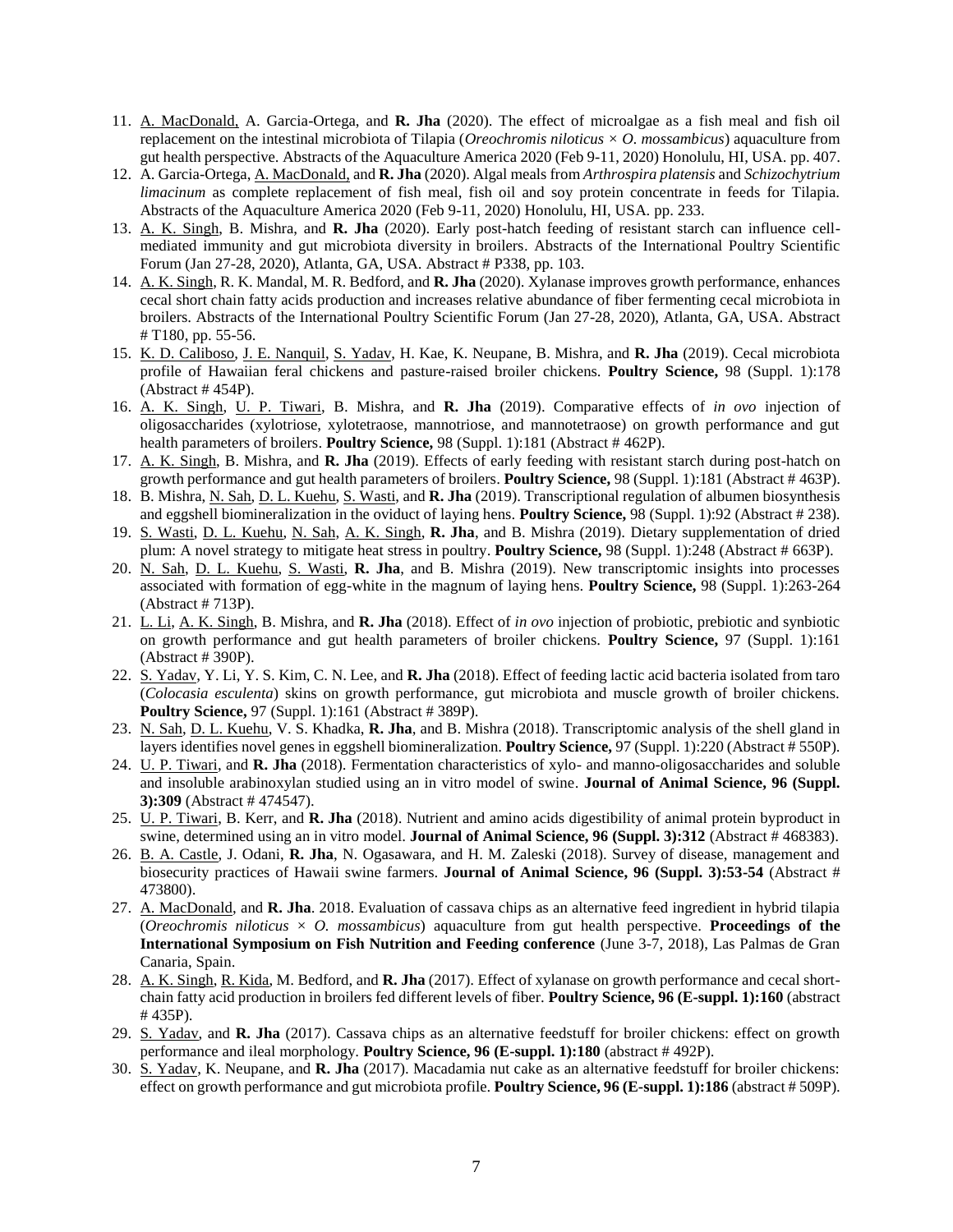11. A. MacDonald, A. Garcia-Ortega, and **R. Jha** (2020). The effect of microalgae as a fish meal and fish oil replacement on the intestinal microbiota of Tilapia (*Oreochromis niloticus* × *O. mossambicus*) aquaculture from gut health perspective. Abstracts of the Aquaculture America 2020 (Feb 9-11, 2020) Honolulu, HI, USA. pp. 407.
12. A. Garcia-Ortega, A. MacDonald, and **R. Jha** (2020). Algal meals from *Arthrospira platensis* and *Schizochytrium limacinum* as complete replacement of fish meal, fish oil and soy protein concentrate in feeds for Tilapia. Abstracts of the Aquaculture America 2020 (Feb 9-11, 2020) Honolulu, HI, USA. pp. 233.
13. A. K. Singh, B. Mishra, and **R. Jha** (2020). Early post-hatch feeding of resistant starch can influence cell-mediated immunity and gut microbiota diversity in broilers. Abstracts of the International Poultry Scientific Forum (Jan 27-28, 2020), Atlanta, GA, USA. Abstract # P338, pp. 103.
14. A. K. Singh, R. K. Mandal, M. R. Bedford, and **R. Jha** (2020). Xylanase improves growth performance, enhances cecal short chain fatty acids production and increases relative abundance of fiber fermenting cecal microbiota in broilers. Abstracts of the International Poultry Scientific Forum (Jan 27-28, 2020), Atlanta, GA, USA. Abstract # T180, pp. 55-56.
15. K. D. Caliboso, J. E. Nanquil, S. Yadav, H. Kae, K. Neupane, B. Mishra, and **R. Jha** (2019). Cecal microbiota profile of Hawaiian feral chickens and pasture-raised broiler chickens. **Poultry Science,** 98 (Suppl. 1):178 (Abstract # 454P).
16. A. K. Singh, U. P. Tiwari, B. Mishra, and **R. Jha** (2019). Comparative effects of *in ovo* injection of oligosaccharides (xylotriose, xylotetraose, mannotriose, and mannotetraose) on growth performance and gut health parameters of broilers. **Poultry Science,** 98 (Suppl. 1):181 (Abstract # 462P).
17. A. K. Singh, B. Mishra, and **R. Jha** (2019). Effects of early feeding with resistant starch during post-hatch on growth performance and gut health parameters of broilers. **Poultry Science,** 98 (Suppl. 1):181 (Abstract # 463P).
18. B. Mishra, N. Sah, D. L. Kuehu, S. Wasti, and **R. Jha** (2019). Transcriptional regulation of albumen biosynthesis and eggshell biomineralization in the oviduct of laying hens. **Poultry Science,** 98 (Suppl. 1):92 (Abstract # 238).
19. S. Wasti, D. L. Kuehu, N. Sah, A. K. Singh, **R. Jha**, and B. Mishra (2019). Dietary supplementation of dried plum: A novel strategy to mitigate heat stress in poultry. **Poultry Science,** 98 (Suppl. 1):248 (Abstract # 663P).
20. N. Sah, D. L. Kuehu, S. Wasti, **R. Jha**, and B. Mishra (2019). New transcriptomic insights into processes associated with formation of egg-white in the magnum of laying hens. **Poultry Science,** 98 (Suppl. 1):263-264 (Abstract # 713P).
21. L. Li, A. K. Singh, B. Mishra, and **R. Jha** (2018). Effect of *in ovo* injection of probiotic, prebiotic and synbiotic on growth performance and gut health parameters of broiler chickens. **Poultry Science,** 97 (Suppl. 1):161 (Abstract # 390P).
22. S. Yadav, Y. Li, Y. S. Kim, C. N. Lee, and **R. Jha** (2018). Effect of feeding lactic acid bacteria isolated from taro (*Colocasia esculenta*) skins on growth performance, gut microbiota and muscle growth of broiler chickens. **Poultry Science,** 97 (Suppl. 1):161 (Abstract # 389P).
23. N. Sah, D. L. Kuehu, V. S. Khadka, **R. Jha**, and B. Mishra (2018). Transcriptomic analysis of the shell gland in layers identifies novel genes in eggshell biomineralization. **Poultry Science,** 97 (Suppl. 1):220 (Abstract # 550P).
24. U. P. Tiwari, and **R. Jha** (2018). Fermentation characteristics of xylo- and manno-oligosaccharides and soluble and insoluble arabinoxylan studied using an in vitro model of swine. **Journal of Animal Science, 96 (Suppl. 3):309** (Abstract # 474547).
25. U. P. Tiwari, B. Kerr, and **R. Jha** (2018). Nutrient and amino acids digestibility of animal protein byproduct in swine, determined using an in vitro model. **Journal of Animal Science, 96 (Suppl. 3):312** (Abstract # 468383).
26. B. A. Castle, J. Odani, **R. Jha**, N. Ogasawara, and H. M. Zaleski (2018). Survey of disease, management and biosecurity practices of Hawaii swine farmers. **Journal of Animal Science, 96 (Suppl. 3):53-54** (Abstract # 473800).
27. A. MacDonald, and **R. Jha**. 2018. Evaluation of cassava chips as an alternative feed ingredient in hybrid tilapia (*Oreochromis niloticus* × *O. mossambicus*) aquaculture from gut health perspective. **Proceedings of the International Symposium on Fish Nutrition and Feeding conference** (June 3-7, 2018), Las Palmas de Gran Canaria, Spain.
28. A. K. Singh, R. Kida, M. Bedford, and **R. Jha** (2017). Effect of xylanase on growth performance and cecal short-chain fatty acid production in broilers fed different levels of fiber. **Poultry Science, 96 (E-suppl. 1):160** (abstract # 435P).
29. S. Yadav, and **R. Jha** (2017). Cassava chips as an alternative feedstuff for broiler chickens: effect on growth performance and ileal morphology. **Poultry Science, 96 (E-suppl. 1):180** (abstract # 492P).
30. S. Yadav, K. Neupane, and **R. Jha** (2017). Macadamia nut cake as an alternative feedstuff for broiler chickens: effect on growth performance and gut microbiota profile. **Poultry Science, 96 (E-suppl. 1):186** (abstract # 509P).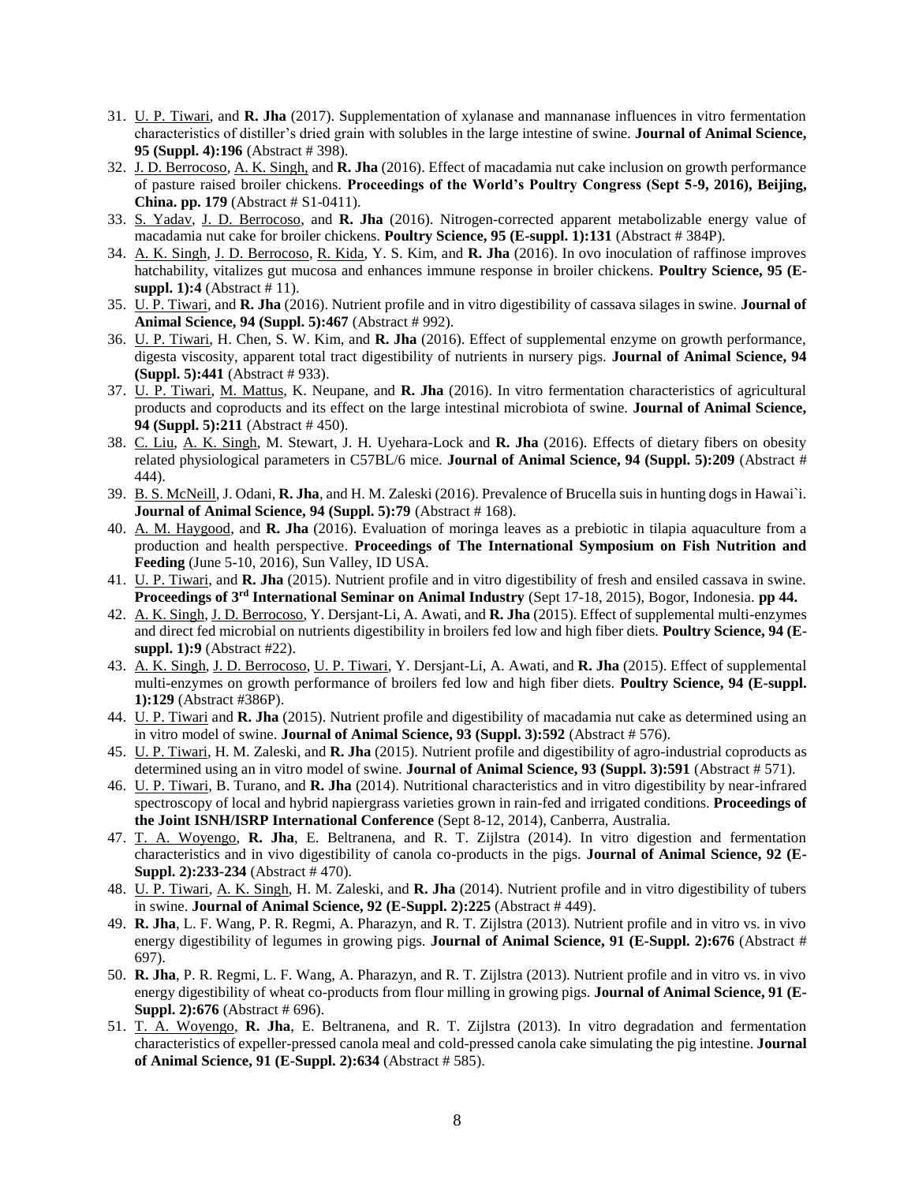31. U. P. Tiwari, and **R. Jha** (2017). Supplementation of xylanase and mannanase influences in vitro fermentation characteristics of distiller's dried grain with solubles in the large intestine of swine. **Journal of Animal Science, 95 (Suppl. 4):196** (Abstract # 398).
32. J. D. Berrocoso, A. K. Singh, and **R. Jha** (2016). Effect of macadamia nut cake inclusion on growth performance of pasture raised broiler chickens. **Proceedings of the World's Poultry Congress (Sept 5-9, 2016), Beijing, China. pp. 179** (Abstract # S1-0411).
33. S. Yadav, J. D. Berrocoso, and **R. Jha** (2016). Nitrogen-corrected apparent metabolizable energy value of macadamia nut cake for broiler chickens. **Poultry Science, 95 (E-suppl. 1):131** (Abstract # 384P).
34. A. K. Singh, J. D. Berrocoso, R. Kida, Y. S. Kim, and **R. Jha** (2016). In ovo inoculation of raffinose improves hatchability, vitalizes gut mucosa and enhances immune response in broiler chickens. **Poultry Science, 95 (E-suppl. 1):4** (Abstract # 11).
35. U. P. Tiwari, and **R. Jha** (2016). Nutrient profile and in vitro digestibility of cassava silages in swine. **Journal of Animal Science, 94 (Suppl. 5):467** (Abstract # 992).
36. U. P. Tiwari, H. Chen, S. W. Kim, and **R. Jha** (2016). Effect of supplemental enzyme on growth performance, digesta viscosity, apparent total tract digestibility of nutrients in nursery pigs. **Journal of Animal Science, 94 (Suppl. 5):441** (Abstract # 933).
37. U. P. Tiwari, M. Mattus, K. Neupane, and **R. Jha** (2016). In vitro fermentation characteristics of agricultural products and coproducts and its effect on the large intestinal microbiota of swine. **Journal of Animal Science, 94 (Suppl. 5):211** (Abstract # 450).
38. C. Liu, A. K. Singh, M. Stewart, J. H. Uyehara-Lock and **R. Jha** (2016). Effects of dietary fibers on obesity related physiological parameters in C57BL/6 mice. **Journal of Animal Science, 94 (Suppl. 5):209** (Abstract # 444).
39. B. S. McNeill, J. Odani, **R. Jha**, and H. M. Zaleski (2016). Prevalence of Brucella suis in hunting dogs in Hawai`i. **Journal of Animal Science, 94 (Suppl. 5):79** (Abstract # 168).
40. A. M. Haygood, and **R. Jha** (2016). Evaluation of moringa leaves as a prebiotic in tilapia aquaculture from a production and health perspective. **Proceedings of The International Symposium on Fish Nutrition and Feeding** (June 5-10, 2016), Sun Valley, ID USA.
41. U. P. Tiwari, and **R. Jha** (2015). Nutrient profile and in vitro digestibility of fresh and ensiled cassava in swine. **Proceedings of 3rd International Seminar on Animal Industry** (Sept 17-18, 2015), Bogor, Indonesia. **pp 44.**
42. A. K. Singh, J. D. Berrocoso, Y. Dersjant-Li, A. Awati, and **R. Jha** (2015). Effect of supplemental multi-enzymes and direct fed microbial on nutrients digestibility in broilers fed low and high fiber diets. **Poultry Science, 94 (E-suppl. 1):9** (Abstract #22).
43. A. K. Singh, J. D. Berrocoso, U. P. Tiwari, Y. Dersjant-Li, A. Awati, and **R. Jha** (2015). Effect of supplemental multi-enzymes on growth performance of broilers fed low and high fiber diets. **Poultry Science, 94 (E-suppl. 1):129** (Abstract #386P).
44. U. P. Tiwari and **R. Jha** (2015). Nutrient profile and digestibility of macadamia nut cake as determined using an in vitro model of swine. **Journal of Animal Science, 93 (Suppl. 3):592** (Abstract # 576).
45. U. P. Tiwari, H. M. Zaleski, and **R. Jha** (2015). Nutrient profile and digestibility of agro-industrial coproducts as determined using an in vitro model of swine. **Journal of Animal Science, 93 (Suppl. 3):591** (Abstract # 571).
46. U. P. Tiwari, B. Turano, and **R. Jha** (2014). Nutritional characteristics and in vitro digestibility by near-infrared spectroscopy of local and hybrid napiergrass varieties grown in rain-fed and irrigated conditions. **Proceedings of the Joint ISNH/ISRP International Conference** (Sept 8-12, 2014), Canberra, Australia.
47. T. A. Woyengo, **R. Jha**, E. Beltranena, and R. T. Zijlstra (2014). In vitro digestion and fermentation characteristics and in vivo digestibility of canola co-products in the pigs. **Journal of Animal Science, 92 (E-Suppl. 2):233-234** (Abstract # 470).
48. U. P. Tiwari, A. K. Singh, H. M. Zaleski, and **R. Jha** (2014). Nutrient profile and in vitro digestibility of tubers in swine. **Journal of Animal Science, 92 (E-Suppl. 2):225** (Abstract # 449).
49. **R. Jha**, L. F. Wang, P. R. Regmi, A. Pharazyn, and R. T. Zijlstra (2013). Nutrient profile and in vitro vs. in vivo energy digestibility of legumes in growing pigs. **Journal of Animal Science, 91 (E-Suppl. 2):676** (Abstract # 697).
50. **R. Jha**, P. R. Regmi, L. F. Wang, A. Pharazyn, and R. T. Zijlstra (2013). Nutrient profile and in vitro vs. in vivo energy digestibility of wheat co-products from flour milling in growing pigs. **Journal of Animal Science, 91 (E-Suppl. 2):676** (Abstract # 696).
51. T. A. Woyengo, **R. Jha**, E. Beltranena, and R. T. Zijlstra (2013). In vitro degradation and fermentation characteristics of expeller-pressed canola meal and cold-pressed canola cake simulating the pig intestine. **Journal of Animal Science, 91 (E-Suppl. 2):634** (Abstract # 585).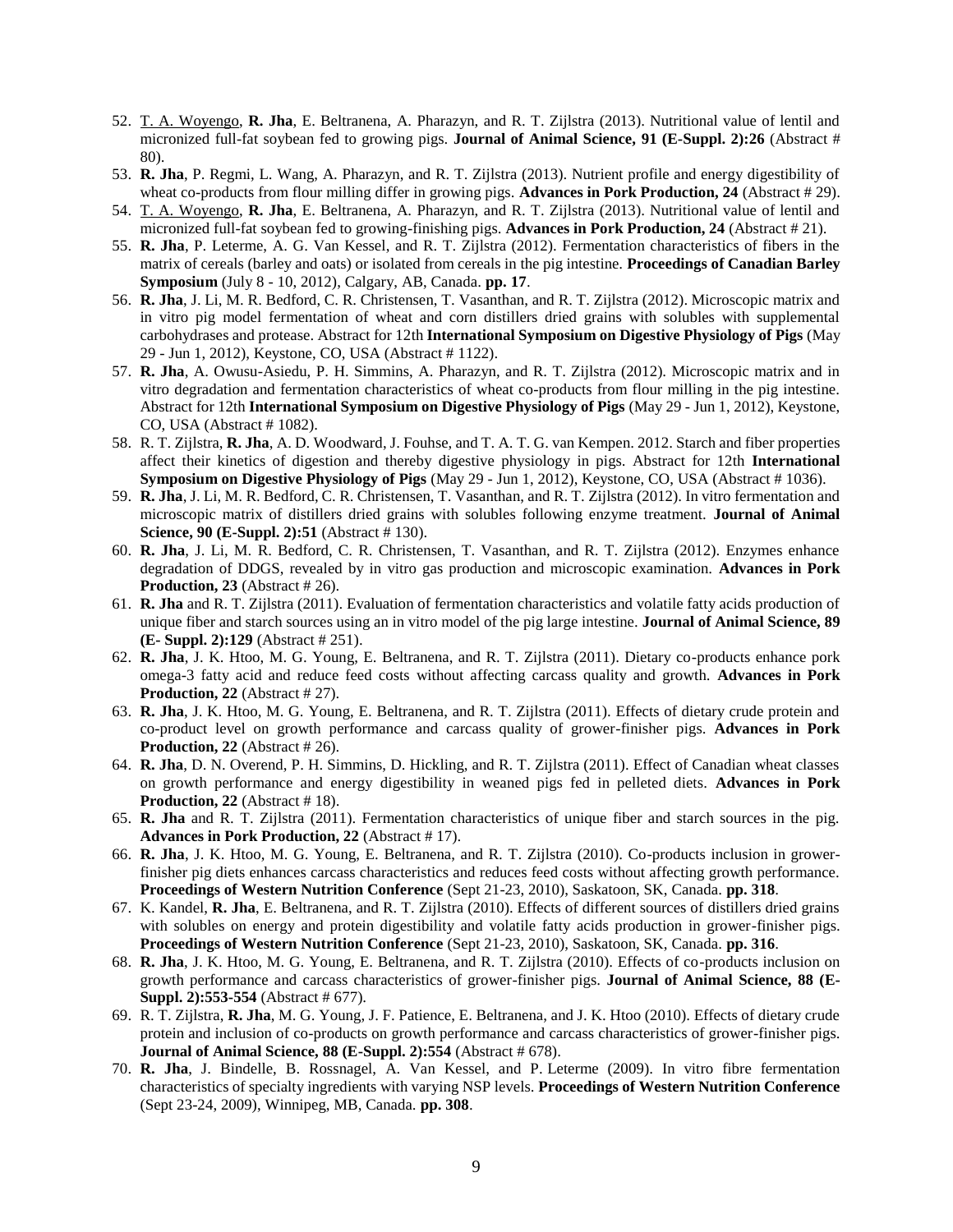52. <u>T. A. Woyengo</u>, **R. Jha**, E. Beltranena, A. Pharazyn, and R. T. Zijlstra (2013). Nutritional value of lentil and micronized full-fat soybean fed to growing pigs. **Journal of Animal Science, 91 (E-Suppl. 2):26** (Abstract # 80).
53. **R. Jha**, P. Regmi, L. Wang, A. Pharazyn, and R. T. Zijlstra (2013). Nutrient profile and energy digestibility of wheat co-products from flour milling differ in growing pigs. **Advances in Pork Production, 24** (Abstract # 29).
54. <u>T. A. Woyengo</u>, **R. Jha**, E. Beltranena, A. Pharazyn, and R. T. Zijlstra (2013). Nutritional value of lentil and micronized full-fat soybean fed to growing-finishing pigs. **Advances in Pork Production, 24** (Abstract # 21).
55. **R. Jha**, P. Leterme, A. G. Van Kessel, and R. T. Zijlstra (2012). Fermentation characteristics of fibers in the matrix of cereals (barley and oats) or isolated from cereals in the pig intestine. **Proceedings of Canadian Barley Symposium** (July 8 - 10, 2012), Calgary, AB, Canada. **pp. 17**.
56. **R. Jha**, J. Li, M. R. Bedford, C. R. Christensen, T. Vasanthan, and R. T. Zijlstra (2012). Microscopic matrix and in vitro pig model fermentation of wheat and corn distillers dried grains with solubles with supplemental carbohydrases and protease. Abstract for 12th **International Symposium on Digestive Physiology of Pigs** (May 29 - Jun 1, 2012), Keystone, CO, USA (Abstract # 1122).
57. **R. Jha**, A. Owusu-Asiedu, P. H. Simmins, A. Pharazyn, and R. T. Zijlstra (2012). Microscopic matrix and in vitro degradation and fermentation characteristics of wheat co-products from flour milling in the pig intestine. Abstract for 12th **International Symposium on Digestive Physiology of Pigs** (May 29 - Jun 1, 2012), Keystone, CO, USA (Abstract # 1082).
58. R. T. Zijlstra, **R. Jha**, A. D. Woodward, J. Fouhse, and T. A. T. G. van Kempen. 2012. Starch and fiber properties affect their kinetics of digestion and thereby digestive physiology in pigs. Abstract for 12th **International Symposium on Digestive Physiology of Pigs** (May 29 - Jun 1, 2012), Keystone, CO, USA (Abstract # 1036).
59. **R. Jha**, J. Li, M. R. Bedford, C. R. Christensen, T. Vasanthan, and R. T. Zijlstra (2012). In vitro fermentation and microscopic matrix of distillers dried grains with solubles following enzyme treatment. **Journal of Animal Science, 90 (E-Suppl. 2):51** (Abstract # 130).
60. **R. Jha**, J. Li, M. R. Bedford, C. R. Christensen, T. Vasanthan, and R. T. Zijlstra (2012). Enzymes enhance degradation of DDGS, revealed by in vitro gas production and microscopic examination. **Advances in Pork Production, 23** (Abstract # 26).
61. **R. Jha** and R. T. Zijlstra (2011). Evaluation of fermentation characteristics and volatile fatty acids production of unique fiber and starch sources using an in vitro model of the pig large intestine. **Journal of Animal Science, 89 (E- Suppl. 2):129** (Abstract # 251).
62. **R. Jha**, J. K. Htoo, M. G. Young, E. Beltranena, and R. T. Zijlstra (2011). Dietary co-products enhance pork omega-3 fatty acid and reduce feed costs without affecting carcass quality and growth. **Advances in Pork Production, 22** (Abstract # 27).
63. **R. Jha**, J. K. Htoo, M. G. Young, E. Beltranena, and R. T. Zijlstra (2011). Effects of dietary crude protein and co-product level on growth performance and carcass quality of grower-finisher pigs. **Advances in Pork Production, 22** (Abstract # 26).
64. **R. Jha**, D. N. Overend, P. H. Simmins, D. Hickling, and R. T. Zijlstra (2011). Effect of Canadian wheat classes on growth performance and energy digestibility in weaned pigs fed in pelleted diets. **Advances in Pork Production, 22** (Abstract # 18).
65. **R. Jha** and R. T. Zijlstra (2011). Fermentation characteristics of unique fiber and starch sources in the pig. **Advances in Pork Production, 22** (Abstract # 17).
66. **R. Jha**, J. K. Htoo, M. G. Young, E. Beltranena, and R. T. Zijlstra (2010). Co-products inclusion in grower-finisher pig diets enhances carcass characteristics and reduces feed costs without affecting growth performance. **Proceedings of Western Nutrition Conference** (Sept 21-23, 2010), Saskatoon, SK, Canada. **pp. 318**.
67. K. Kandel, **R. Jha**, E. Beltranena, and R. T. Zijlstra (2010). Effects of different sources of distillers dried grains with solubles on energy and protein digestibility and volatile fatty acids production in grower-finisher pigs. **Proceedings of Western Nutrition Conference** (Sept 21-23, 2010), Saskatoon, SK, Canada. **pp. 316**.
68. **R. Jha**, J. K. Htoo, M. G. Young, E. Beltranena, and R. T. Zijlstra (2010). Effects of co-products inclusion on growth performance and carcass characteristics of grower-finisher pigs. **Journal of Animal Science, 88 (E-Suppl. 2):553-554** (Abstract # 677).
69. R. T. Zijlstra, **R. Jha**, M. G. Young, J. F. Patience, E. Beltranena, and J. K. Htoo (2010). Effects of dietary crude protein and inclusion of co-products on growth performance and carcass characteristics of grower-finisher pigs. **Journal of Animal Science, 88 (E-Suppl. 2):554** (Abstract # 678).
70. **R. Jha**, J. Bindelle, B. Rossnagel, A. Van Kessel, and P. Leterme (2009). In vitro fibre fermentation characteristics of specialty ingredients with varying NSP levels. **Proceedings of Western Nutrition Conference** (Sept 23-24, 2009), Winnipeg, MB, Canada. **pp. 308**.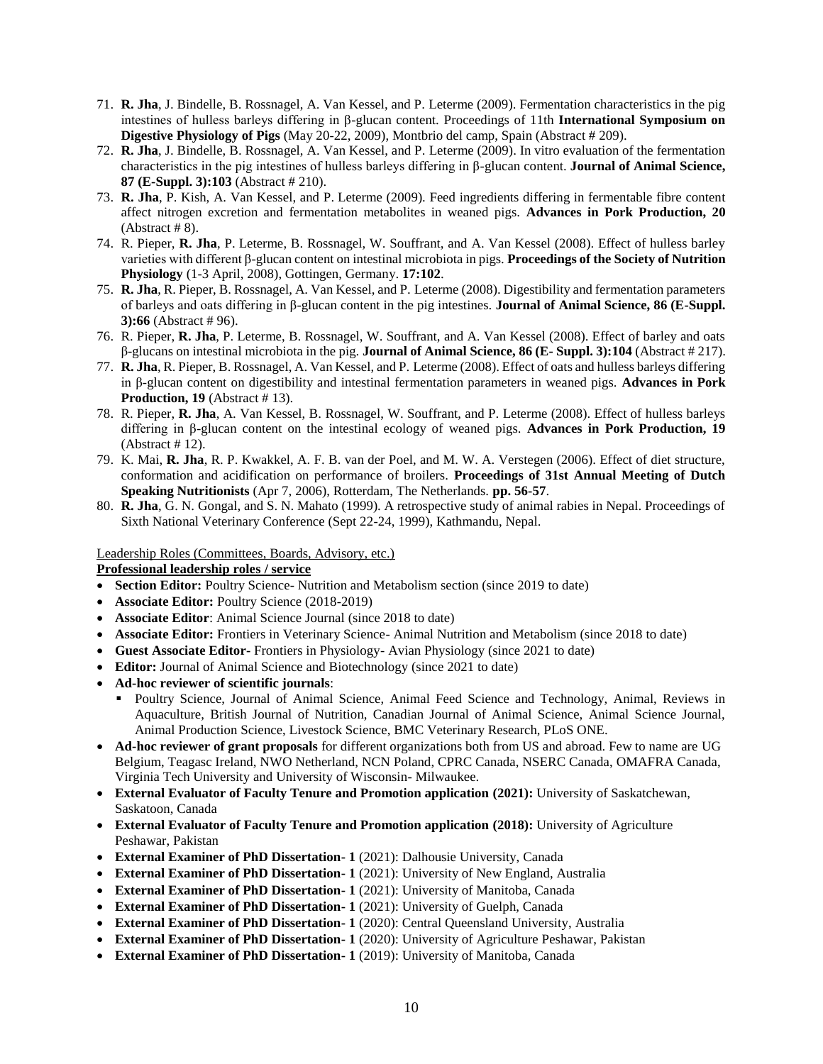71. **R. Jha**, J. Bindelle, B. Rossnagel, A. Van Kessel, and P. Leterme (2009). Fermentation characteristics in the pig intestines of hulless barleys differing in β-glucan content. Proceedings of 11th **International Symposium on Digestive Physiology of Pigs** (May 20-22, 2009), Montbrio del camp, Spain (Abstract # 209).
72. **R. Jha**, J. Bindelle, B. Rossnagel, A. Van Kessel, and P. Leterme (2009). In vitro evaluation of the fermentation characteristics in the pig intestines of hulless barleys differing in β-glucan content. **Journal of Animal Science, 87 (E-Suppl. 3):103** (Abstract # 210).
73. **R. Jha**, P. Kish, A. Van Kessel, and P. Leterme (2009). Feed ingredients differing in fermentable fibre content affect nitrogen excretion and fermentation metabolites in weaned pigs. **Advances in Pork Production, 20** (Abstract # 8).
74. R. Pieper, **R. Jha**, P. Leterme, B. Rossnagel, W. Souffrant, and A. Van Kessel (2008). Effect of hulless barley varieties with different β-glucan content on intestinal microbiota in pigs. **Proceedings of the Society of Nutrition Physiology** (1-3 April, 2008), Gottingen, Germany. **17:102**.
75. **R. Jha**, R. Pieper, B. Rossnagel, A. Van Kessel, and P. Leterme (2008). Digestibility and fermentation parameters of barleys and oats differing in β-glucan content in the pig intestines. **Journal of Animal Science, 86 (E-Suppl. 3):66** (Abstract # 96).
76. R. Pieper, **R. Jha**, P. Leterme, B. Rossnagel, W. Souffrant, and A. Van Kessel (2008). Effect of barley and oats β-glucans on intestinal microbiota in the pig. **Journal of Animal Science, 86 (E- Suppl. 3):104** (Abstract # 217).
77. **R. Jha**, R. Pieper, B. Rossnagel, A. Van Kessel, and P. Leterme (2008). Effect of oats and hulless barleys differing in β-glucan content on digestibility and intestinal fermentation parameters in weaned pigs. **Advances in Pork Production, 19** (Abstract # 13).
78. R. Pieper, **R. Jha**, A. Van Kessel, B. Rossnagel, W. Souffrant, and P. Leterme (2008). Effect of hulless barleys differing in β-glucan content on the intestinal ecology of weaned pigs. **Advances in Pork Production, 19** (Abstract # 12).
79. K. Mai, **R. Jha**, R. P. Kwakkel, A. F. B. van der Poel, and M. W. A. Verstegen (2006). Effect of diet structure, conformation and acidification on performance of broilers. **Proceedings of 31st Annual Meeting of Dutch Speaking Nutritionists** (Apr 7, 2006), Rotterdam, The Netherlands. **pp. 56-57**.
80. **R. Jha**, G. N. Gongal, and S. N. Mahato (1999). A retrospective study of animal rabies in Nepal. Proceedings of Sixth National Veterinary Conference (Sept 22-24, 1999), Kathmandu, Nepal.

Leadership Roles (Committees, Boards, Advisory, etc.)

**Professional leadership roles / service**

- **Section Editor:** Poultry Science- Nutrition and Metabolism section (since 2019 to date)
- **Associate Editor:** Poultry Science (2018-2019)
- **Associate Editor**: Animal Science Journal (since 2018 to date)
- **Associate Editor:** Frontiers in Veterinary Science- Animal Nutrition and Metabolism (since 2018 to date)
- **Guest Associate Editor-** Frontiers in Physiology- Avian Physiology (since 2021 to date)
- **Editor:** Journal of Animal Science and Biotechnology (since 2021 to date)
- **Ad-hoc reviewer of scientific journals**:
  - Poultry Science, Journal of Animal Science, Animal Feed Science and Technology, Animal, Reviews in Aquaculture, British Journal of Nutrition, Canadian Journal of Animal Science, Animal Science Journal, Animal Production Science, Livestock Science, BMC Veterinary Research, PLoS ONE.
- **Ad-hoc reviewer of grant proposals** for different organizations both from US and abroad. Few to name are UG Belgium, Teagasc Ireland, NWO Netherland, NCN Poland, CPRC Canada, NSERC Canada, OMAFRA Canada, Virginia Tech University and University of Wisconsin- Milwaukee.
- **External Evaluator of Faculty Tenure and Promotion application (2021):** University of Saskatchewan, Saskatoon, Canada
- **External Evaluator of Faculty Tenure and Promotion application (2018):** University of Agriculture Peshawar, Pakistan
- **External Examiner of PhD Dissertation- 1** (2021): Dalhousie University, Canada
- **External Examiner of PhD Dissertation- 1** (2021): University of New England, Australia
- **External Examiner of PhD Dissertation- 1** (2021): University of Manitoba, Canada
- **External Examiner of PhD Dissertation- 1** (2021): University of Guelph, Canada
- **External Examiner of PhD Dissertation- 1** (2020): Central Queensland University, Australia
- **External Examiner of PhD Dissertation- 1** (2020): University of Agriculture Peshawar, Pakistan
- **External Examiner of PhD Dissertation- 1** (2019): University of Manitoba, Canada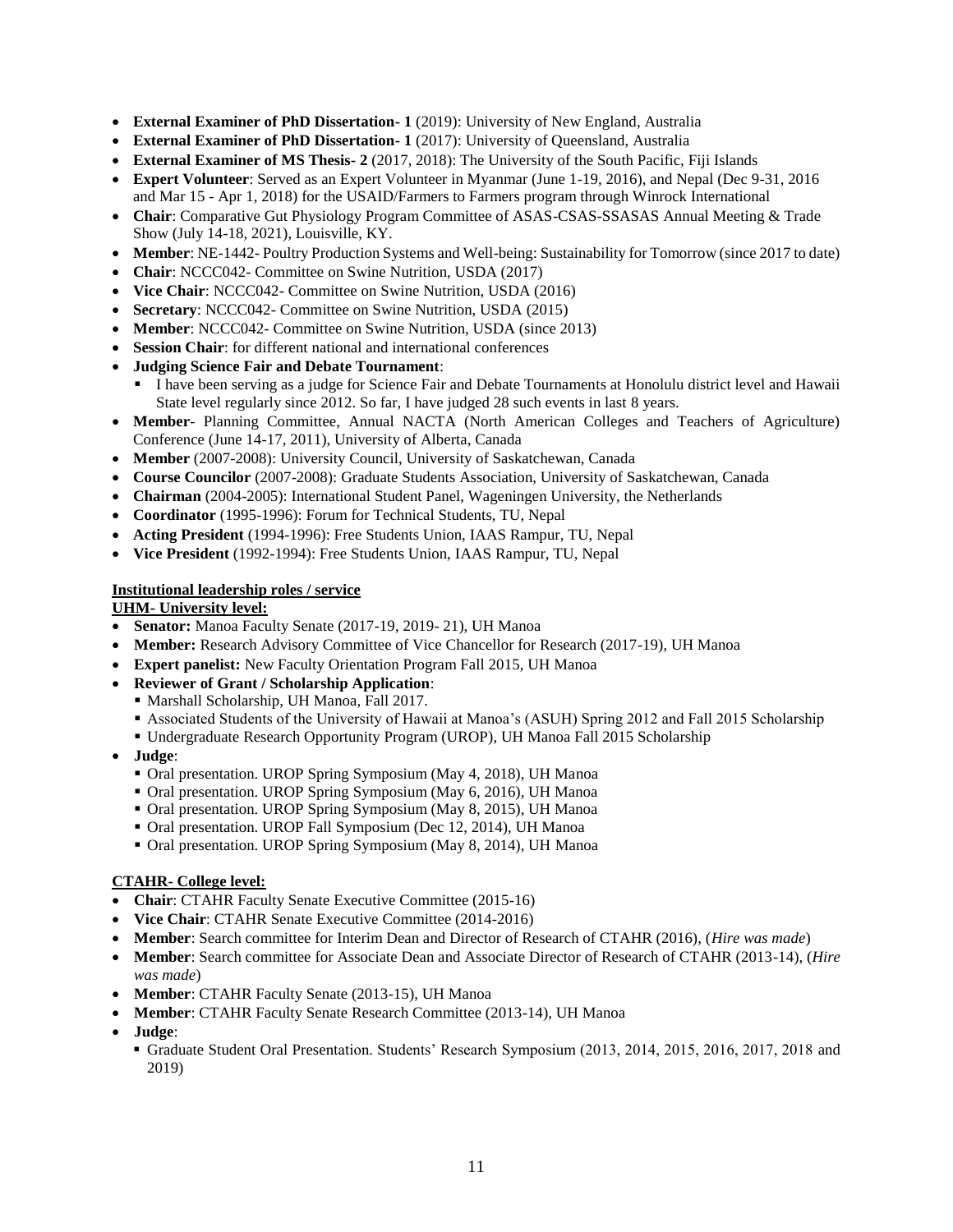- **External Examiner of PhD Dissertation- 1** (2019): University of New England, Australia
- **External Examiner of PhD Dissertation- 1** (2017): University of Queensland, Australia
- **External Examiner of MS Thesis- 2** (2017, 2018): The University of the South Pacific, Fiji Islands
- **Expert Volunteer**: Served as an Expert Volunteer in Myanmar (June 1-19, 2016), and Nepal (Dec 9-31, 2016 and Mar 15 - Apr 1, 2018) for the USAID/Farmers to Farmers program through Winrock International
- **Chair**: Comparative Gut Physiology Program Committee of ASAS-CSAS-SSASAS Annual Meeting & Trade Show (July 14-18, 2021), Louisville, KY.
- **Member**: NE-1442- Poultry Production Systems and Well-being: Sustainability for Tomorrow (since 2017 to date)
- **Chair**: NCCC042- Committee on Swine Nutrition, USDA (2017)
- **Vice Chair**: NCCC042- Committee on Swine Nutrition, USDA (2016)
- **Secretary**: NCCC042- Committee on Swine Nutrition, USDA (2015)
- **Member**: NCCC042- Committee on Swine Nutrition, USDA (since 2013)
- **Session Chair**: for different national and international conferences
- **Judging Science Fair and Debate Tournament**:
  - I have been serving as a judge for Science Fair and Debate Tournaments at Honolulu district level and Hawaii State level regularly since 2012. So far, I have judged 28 such events in last 8 years.
- **Member**- Planning Committee, Annual NACTA (North American Colleges and Teachers of Agriculture) Conference (June 14-17, 2011), University of Alberta, Canada
- **Member** (2007-2008): University Council, University of Saskatchewan, Canada
- **Course Councilor** (2007-2008): Graduate Students Association, University of Saskatchewan, Canada
- **Chairman** (2004-2005): International Student Panel, Wageningen University, the Netherlands
- **Coordinator** (1995-1996): Forum for Technical Students, TU, Nepal
- **Acting President** (1994-1996): Free Students Union, IAAS Rampur, TU, Nepal
- **Vice President** (1992-1994): Free Students Union, IAAS Rampur, TU, Nepal

**Institutional leadership roles / service**

**UHM- University level:**

- **Senator:** Manoa Faculty Senate (2017-19, 2019- 21), UH Manoa
- **Member:** Research Advisory Committee of Vice Chancellor for Research (2017-19), UH Manoa
- **Expert panelist:** New Faculty Orientation Program Fall 2015, UH Manoa
- **Reviewer of Grant / Scholarship Application**:
  - Marshall Scholarship, UH Manoa, Fall 2017.
  - Associated Students of the University of Hawaii at Manoa's (ASUH) Spring 2012 and Fall 2015 Scholarship
  - Undergraduate Research Opportunity Program (UROP), UH Manoa Fall 2015 Scholarship
- **Judge**:
  - Oral presentation. UROP Spring Symposium (May 4, 2018), UH Manoa
  - Oral presentation. UROP Spring Symposium (May 6, 2016), UH Manoa
  - Oral presentation. UROP Spring Symposium (May 8, 2015), UH Manoa
  - Oral presentation. UROP Fall Symposium (Dec 12, 2014), UH Manoa
  - Oral presentation. UROP Spring Symposium (May 8, 2014), UH Manoa

**CTAHR- College level:**

- **Chair**: CTAHR Faculty Senate Executive Committee (2015-16)
- **Vice Chair**: CTAHR Senate Executive Committee (2014-2016)
- **Member**: Search committee for Interim Dean and Director of Research of CTAHR (2016), (*Hire was made*)
- **Member**: Search committee for Associate Dean and Associate Director of Research of CTAHR (2013-14), (*Hire was made*)
- **Member**: CTAHR Faculty Senate (2013-15), UH Manoa
- **Member**: CTAHR Faculty Senate Research Committee (2013-14), UH Manoa
- **Judge**:
  - Graduate Student Oral Presentation. Students' Research Symposium (2013, 2014, 2015, 2016, 2017, 2018 and 2019)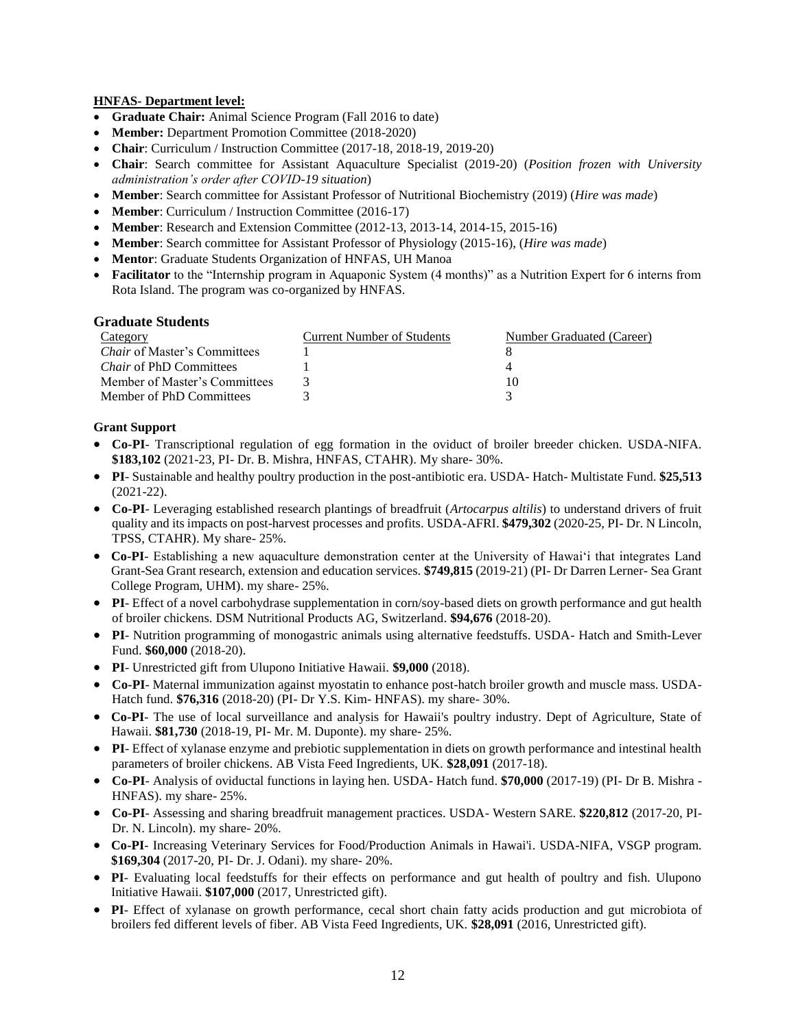**HNFAS- Department level:**

- **Graduate Chair:** Animal Science Program (Fall 2016 to date)
- **Member:** Department Promotion Committee (2018-2020)
- **Chair**: Curriculum / Instruction Committee (2017-18, 2018-19, 2019-20)
- **Chair**: Search committee for Assistant Aquaculture Specialist (2019-20) (*Position frozen with University administration's order after COVID-19 situation*)
- **Member**: Search committee for Assistant Professor of Nutritional Biochemistry (2019) (*Hire was made*)
- **Member**: Curriculum / Instruction Committee (2016-17)
- **Member**: Research and Extension Committee (2012-13, 2013-14, 2014-15, 2015-16)
- **Member**: Search committee for Assistant Professor of Physiology (2015-16), (*Hire was made*)
- **Mentor**: Graduate Students Organization of HNFAS, UH Manoa
- **Facilitator** to the "Internship program in Aquaponic System (4 months)" as a Nutrition Expert for 6 interns from Rota Island. The program was co-organized by HNFAS.

## Graduate Students

| Category | Current Number of Students | Number Graduated (Career) |
|---|---|---|
| *Chair* of Master's Committees | 1 | 8 |
| *Chair* of PhD Committees | 1 | 4 |
| Member of Master's Committees | 3 | 10 |
| Member of PhD Committees | 3 | 3 |

**Grant Support**

- **Co-PI**- Transcriptional regulation of egg formation in the oviduct of broiler breeder chicken. USDA-NIFA. **$183,102** (2021-23, PI- Dr. B. Mishra, HNFAS, CTAHR). My share- 30%.
- **PI**- Sustainable and healthy poultry production in the post-antibiotic era. USDA- Hatch- Multistate Fund. **$25,513** (2021-22).
- **Co-PI**- Leveraging established research plantings of breadfruit (*Artocarpus altilis*) to understand drivers of fruit quality and its impacts on post-harvest processes and profits. USDA-AFRI. **$479,302** (2020-25, PI- Dr. N Lincoln, TPSS, CTAHR). My share- 25%.
- **Co-PI**- Establishing a new aquaculture demonstration center at the University of Hawai'i that integrates Land Grant-Sea Grant research, extension and education services. **$749,815** (2019-21) (PI- Dr Darren Lerner- Sea Grant College Program, UHM). my share- 25%.
- **PI**- Effect of a novel carbohydrase supplementation in corn/soy-based diets on growth performance and gut health of broiler chickens. DSM Nutritional Products AG, Switzerland. **$94,676** (2018-20).
- **PI**- Nutrition programming of monogastric animals using alternative feedstuffs. USDA- Hatch and Smith-Lever Fund. **$60,000** (2018-20).
- **PI**- Unrestricted gift from Ulupono Initiative Hawaii. **$9,000** (2018).
- **Co-PI**- Maternal immunization against myostatin to enhance post-hatch broiler growth and muscle mass. USDA-Hatch fund. **$76,316** (2018-20) (PI- Dr Y.S. Kim- HNFAS). my share- 30%.
- **Co-PI**- The use of local surveillance and analysis for Hawaii's poultry industry. Dept of Agriculture, State of Hawaii. **$81,730** (2018-19, PI- Mr. M. Duponte). my share- 25%.
- **PI**- Effect of xylanase enzyme and prebiotic supplementation in diets on growth performance and intestinal health parameters of broiler chickens. AB Vista Feed Ingredients, UK. **$28,091** (2017-18).
- **Co-PI**- Analysis of oviductal functions in laying hen. USDA- Hatch fund. **$70,000** (2017-19) (PI- Dr B. Mishra - HNFAS). my share- 25%.
- **Co-PI**- Assessing and sharing breadfruit management practices. USDA- Western SARE. **$220,812** (2017-20, PI- Dr. N. Lincoln). my share- 20%.
- **Co-PI**- Increasing Veterinary Services for Food/Production Animals in Hawai'i. USDA-NIFA, VSGP program. **$169,304** (2017-20, PI- Dr. J. Odani). my share- 20%.
- **PI**- Evaluating local feedstuffs for their effects on performance and gut health of poultry and fish. Ulupono Initiative Hawaii. **$107,000** (2017, Unrestricted gift).
- **PI**- Effect of xylanase on growth performance, cecal short chain fatty acids production and gut microbiota of broilers fed different levels of fiber. AB Vista Feed Ingredients, UK. **$28,091** (2016, Unrestricted gift).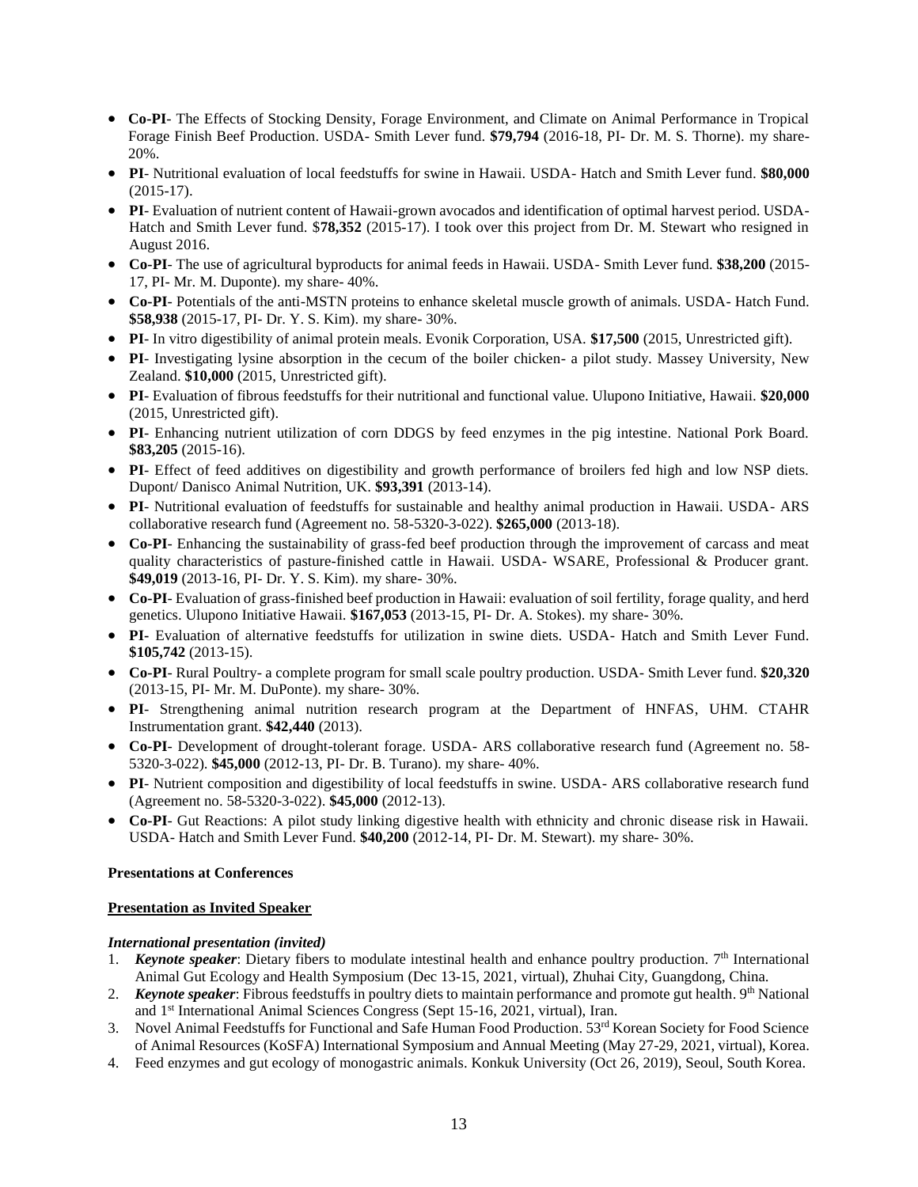- **Co-PI**- The Effects of Stocking Density, Forage Environment, and Climate on Animal Performance in Tropical Forage Finish Beef Production. USDA- Smith Lever fund. **$79,794** (2016-18, PI- Dr. M. S. Thorne). my share- 20%.
- **PI**- Nutritional evaluation of local feedstuffs for swine in Hawaii. USDA- Hatch and Smith Lever fund. **$80,000** (2015-17).
- **PI**- Evaluation of nutrient content of Hawaii-grown avocados and identification of optimal harvest period. USDA- Hatch and Smith Lever fund. $**78,352** (2015-17). I took over this project from Dr. M. Stewart who resigned in August 2016.
- **Co-PI**- The use of agricultural byproducts for animal feeds in Hawaii. USDA- Smith Lever fund. **$38,200** (2015-17, PI- Mr. M. Duponte). my share- 40%.
- **Co-PI**- Potentials of the anti-MSTN proteins to enhance skeletal muscle growth of animals. USDA- Hatch Fund. **$58,938** (2015-17, PI- Dr. Y. S. Kim). my share- 30%.
- **PI**- In vitro digestibility of animal protein meals. Evonik Corporation, USA. **$17,500** (2015, Unrestricted gift).
- **PI**- Investigating lysine absorption in the cecum of the boiler chicken- a pilot study. Massey University, New Zealand. **$10,000** (2015, Unrestricted gift).
- **PI**- Evaluation of fibrous feedstuffs for their nutritional and functional value. Ulupono Initiative, Hawaii. **$20,000** (2015, Unrestricted gift).
- **PI**- Enhancing nutrient utilization of corn DDGS by feed enzymes in the pig intestine. National Pork Board. **$83,205** (2015-16).
- **PI**- Effect of feed additives on digestibility and growth performance of broilers fed high and low NSP diets. Dupont/ Danisco Animal Nutrition, UK. **$93,391** (2013-14).
- **PI**- Nutritional evaluation of feedstuffs for sustainable and healthy animal production in Hawaii. USDA- ARS collaborative research fund (Agreement no. 58-5320-3-022). **$265,000** (2013-18).
- **Co-PI**- Enhancing the sustainability of grass-fed beef production through the improvement of carcass and meat quality characteristics of pasture-finished cattle in Hawaii. USDA- WSARE, Professional & Producer grant. **$49,019** (2013-16, PI- Dr. Y. S. Kim). my share- 30%.
- **Co-PI**- Evaluation of grass-finished beef production in Hawaii: evaluation of soil fertility, forage quality, and herd genetics. Ulupono Initiative Hawaii. **$167,053** (2013-15, PI- Dr. A. Stokes). my share- 30%.
- **PI**- Evaluation of alternative feedstuffs for utilization in swine diets. USDA- Hatch and Smith Lever Fund. **$105,742** (2013-15).
- **Co-PI**- Rural Poultry- a complete program for small scale poultry production. USDA- Smith Lever fund. **$20,320** (2013-15, PI- Mr. M. DuPonte). my share- 30%.
- **PI**- Strengthening animal nutrition research program at the Department of HNFAS, UHM. CTAHR Instrumentation grant. **$42,440** (2013).
- **Co-PI**- Development of drought-tolerant forage. USDA- ARS collaborative research fund (Agreement no. 58-5320-3-022). **$45,000** (2012-13, PI- Dr. B. Turano). my share- 40%.
- **PI**- Nutrient composition and digestibility of local feedstuffs in swine. USDA- ARS collaborative research fund (Agreement no. 58-5320-3-022). **$45,000** (2012-13).
- **Co-PI**- Gut Reactions: A pilot study linking digestive health with ethnicity and chronic disease risk in Hawaii. USDA- Hatch and Smith Lever Fund. **$40,200** (2012-14, PI- Dr. M. Stewart). my share- 30%.

**Presentations at Conferences**

**<u>Presentation as Invited Speaker</u>**

***International presentation (invited)***

1. ***Keynote speaker***: Dietary fibers to modulate intestinal health and enhance poultry production. 7th International Animal Gut Ecology and Health Symposium (Dec 13-15, 2021, virtual), Zhuhai City, Guangdong, China.
2. ***Keynote speaker***: Fibrous feedstuffs in poultry diets to maintain performance and promote gut health. 9th National and 1st International Animal Sciences Congress (Sept 15-16, 2021, virtual), Iran.
3. Novel Animal Feedstuffs for Functional and Safe Human Food Production. 53rd Korean Society for Food Science of Animal Resources (KoSFA) International Symposium and Annual Meeting (May 27-29, 2021, virtual), Korea.
4. Feed enzymes and gut ecology of monogastric animals. Konkuk University (Oct 26, 2019), Seoul, South Korea.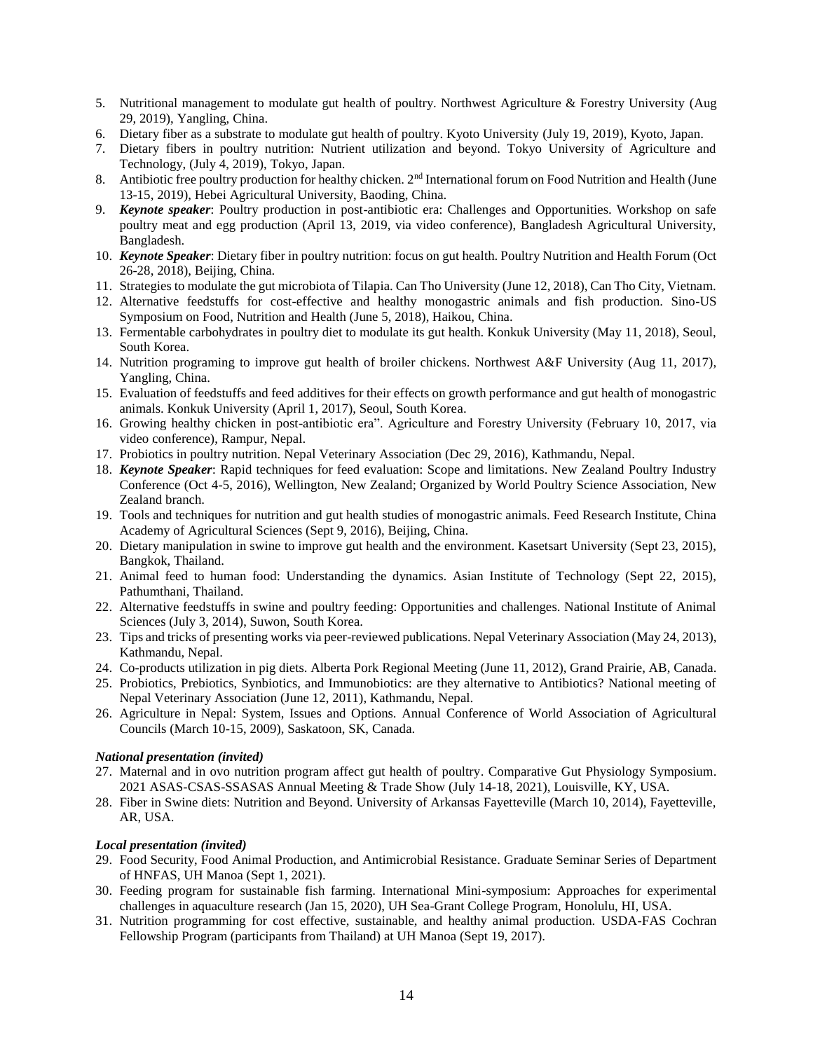5. Nutritional management to modulate gut health of poultry. Northwest Agriculture & Forestry University (Aug 29, 2019), Yangling, China.
6. Dietary fiber as a substrate to modulate gut health of poultry. Kyoto University (July 19, 2019), Kyoto, Japan.
7. Dietary fibers in poultry nutrition: Nutrient utilization and beyond. Tokyo University of Agriculture and Technology, (July 4, 2019), Tokyo, Japan.
8. Antibiotic free poultry production for healthy chicken. 2nd International forum on Food Nutrition and Health (June 13-15, 2019), Hebei Agricultural University, Baoding, China.
9. ***Keynote speaker***: Poultry production in post-antibiotic era: Challenges and Opportunities. Workshop on safe poultry meat and egg production (April 13, 2019, via video conference), Bangladesh Agricultural University, Bangladesh.
10. ***Keynote Speaker***: Dietary fiber in poultry nutrition: focus on gut health. Poultry Nutrition and Health Forum (Oct 26-28, 2018), Beijing, China.
11. Strategies to modulate the gut microbiota of Tilapia. Can Tho University (June 12, 2018), Can Tho City, Vietnam.
12. Alternative feedstuffs for cost-effective and healthy monogastric animals and fish production. Sino-US Symposium on Food, Nutrition and Health (June 5, 2018), Haikou, China.
13. Fermentable carbohydrates in poultry diet to modulate its gut health. Konkuk University (May 11, 2018), Seoul, South Korea.
14. Nutrition programing to improve gut health of broiler chickens. Northwest A&F University (Aug 11, 2017), Yangling, China.
15. Evaluation of feedstuffs and feed additives for their effects on growth performance and gut health of monogastric animals. Konkuk University (April 1, 2017), Seoul, South Korea.
16. Growing healthy chicken in post-antibiotic era". Agriculture and Forestry University (February 10, 2017, via video conference), Rampur, Nepal.
17. Probiotics in poultry nutrition. Nepal Veterinary Association (Dec 29, 2016), Kathmandu, Nepal.
18. ***Keynote Speaker***: Rapid techniques for feed evaluation: Scope and limitations. New Zealand Poultry Industry Conference (Oct 4-5, 2016), Wellington, New Zealand; Organized by World Poultry Science Association, New Zealand branch.
19. Tools and techniques for nutrition and gut health studies of monogastric animals. Feed Research Institute, China Academy of Agricultural Sciences (Sept 9, 2016), Beijing, China.
20. Dietary manipulation in swine to improve gut health and the environment. Kasetsart University (Sept 23, 2015), Bangkok, Thailand.
21. Animal feed to human food: Understanding the dynamics. Asian Institute of Technology (Sept 22, 2015), Pathumthani, Thailand.
22. Alternative feedstuffs in swine and poultry feeding: Opportunities and challenges. National Institute of Animal Sciences (July 3, 2014), Suwon, South Korea.
23. Tips and tricks of presenting works via peer-reviewed publications. Nepal Veterinary Association (May 24, 2013), Kathmandu, Nepal.
24. Co-products utilization in pig diets. Alberta Pork Regional Meeting (June 11, 2012), Grand Prairie, AB, Canada.
25. Probiotics, Prebiotics, Synbiotics, and Immunobiotics: are they alternative to Antibiotics? National meeting of Nepal Veterinary Association (June 12, 2011), Kathmandu, Nepal.
26. Agriculture in Nepal: System, Issues and Options. Annual Conference of World Association of Agricultural Councils (March 10-15, 2009), Saskatoon, SK, Canada.

***National presentation (invited)***

27. Maternal and in ovo nutrition program affect gut health of poultry. Comparative Gut Physiology Symposium. 2021 ASAS-CSAS-SSASAS Annual Meeting & Trade Show (July 14-18, 2021), Louisville, KY, USA.
28. Fiber in Swine diets: Nutrition and Beyond. University of Arkansas Fayetteville (March 10, 2014), Fayetteville, AR, USA.

***Local presentation (invited)***

29. Food Security, Food Animal Production, and Antimicrobial Resistance. Graduate Seminar Series of Department of HNFAS, UH Manoa (Sept 1, 2021).
30. Feeding program for sustainable fish farming. International Mini-symposium: Approaches for experimental challenges in aquaculture research (Jan 15, 2020), UH Sea-Grant College Program, Honolulu, HI, USA.
31. Nutrition programming for cost effective, sustainable, and healthy animal production. USDA-FAS Cochran Fellowship Program (participants from Thailand) at UH Manoa (Sept 19, 2017).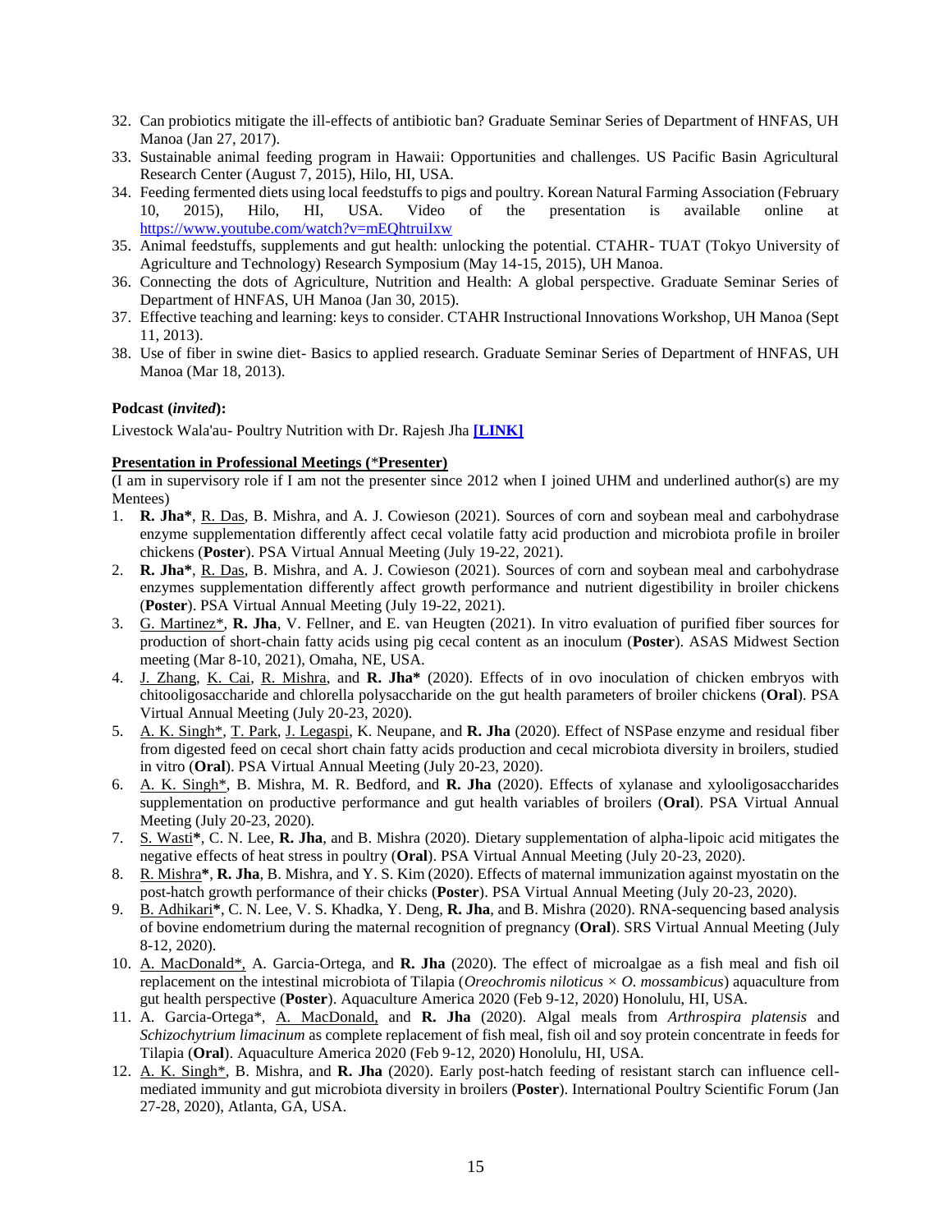32. Can probiotics mitigate the ill-effects of antibiotic ban? Graduate Seminar Series of Department of HNFAS, UH Manoa (Jan 27, 2017).
33. Sustainable animal feeding program in Hawaii: Opportunities and challenges. US Pacific Basin Agricultural Research Center (August 7, 2015), Hilo, HI, USA.
34. Feeding fermented diets using local feedstuffs to pigs and poultry. Korean Natural Farming Association (February 10, 2015), Hilo, HI, USA. Video of the presentation is available online at https://www.youtube.com/watch?v=mEQhtruiIxw
35. Animal feedstuffs, supplements and gut health: unlocking the potential. CTAHR- TUAT (Tokyo University of Agriculture and Technology) Research Symposium (May 14-15, 2015), UH Manoa.
36. Connecting the dots of Agriculture, Nutrition and Health: A global perspective. Graduate Seminar Series of Department of HNFAS, UH Manoa (Jan 30, 2015).
37. Effective teaching and learning: keys to consider. CTAHR Instructional Innovations Workshop, UH Manoa (Sept 11, 2013).
38. Use of fiber in swine diet- Basics to applied research. Graduate Seminar Series of Department of HNFAS, UH Manoa (Mar 18, 2013).

**Podcast (*invited*):**

Livestock Wala'au- Poultry Nutrition with Dr. Rajesh Jha **[LINK]**

**Presentation in Professional Meetings (*Presenter)**

(I am in supervisory role if I am not the presenter since 2012 when I joined UHM and underlined author(s) are my Mentees)

1. **R. Jha***, R. Das, B. Mishra, and A. J. Cowieson (2021). Sources of corn and soybean meal and carbohydrase enzyme supplementation differently affect cecal volatile fatty acid production and microbiota profile in broiler chickens (**Poster**). PSA Virtual Annual Meeting (July 19-22, 2021).
2. **R. Jha***, R. Das, B. Mishra, and A. J. Cowieson (2021). Sources of corn and soybean meal and carbohydrase enzymes supplementation differently affect growth performance and nutrient digestibility in broiler chickens (**Poster**). PSA Virtual Annual Meeting (July 19-22, 2021).
3. G. Martinez*, **R. Jha**, V. Fellner, and E. van Heugten (2021). In vitro evaluation of purified fiber sources for production of short-chain fatty acids using pig cecal content as an inoculum (**Poster**). ASAS Midwest Section meeting (Mar 8-10, 2021), Omaha, NE, USA.
4. J. Zhang, K. Cai, R. Mishra, and **R. Jha*** (2020). Effects of in ovo inoculation of chicken embryos with chitooligosaccharide and chlorella polysaccharide on the gut health parameters of broiler chickens (**Oral**). PSA Virtual Annual Meeting (July 20-23, 2020).
5. A. K. Singh*, T. Park, J. Legaspi, K. Neupane, and **R. Jha** (2020). Effect of NSPase enzyme and residual fiber from digested feed on cecal short chain fatty acids production and cecal microbiota diversity in broilers, studied in vitro (**Oral**). PSA Virtual Annual Meeting (July 20-23, 2020).
6. A. K. Singh*, B. Mishra, M. R. Bedford, and **R. Jha** (2020). Effects of xylanase and xylooligosaccharides supplementation on productive performance and gut health variables of broilers (**Oral**). PSA Virtual Annual Meeting (July 20-23, 2020).
7. S. Wasti*, C. N. Lee, **R. Jha**, and B. Mishra (2020). Dietary supplementation of alpha-lipoic acid mitigates the negative effects of heat stress in poultry (**Oral**). PSA Virtual Annual Meeting (July 20-23, 2020).
8. R. Mishra*, **R. Jha**, B. Mishra, and Y. S. Kim (2020). Effects of maternal immunization against myostatin on the post-hatch growth performance of their chicks (**Poster**). PSA Virtual Annual Meeting (July 20-23, 2020).
9. B. Adhikari*, C. N. Lee, V. S. Khadka, Y. Deng, **R. Jha**, and B. Mishra (2020). RNA-sequencing based analysis of bovine endometrium during the maternal recognition of pregnancy (**Oral**). SRS Virtual Annual Meeting (July 8-12, 2020).
10. A. MacDonald*, A. Garcia-Ortega, and **R. Jha** (2020). The effect of microalgae as a fish meal and fish oil replacement on the intestinal microbiota of Tilapia (*Oreochromis niloticus* × *O. mossambicus*) aquaculture from gut health perspective (**Poster**). Aquaculture America 2020 (Feb 9-12, 2020) Honolulu, HI, USA.
11. A. Garcia-Ortega*, A. MacDonald, and **R. Jha** (2020). Algal meals from *Arthrospira platensis* and *Schizochytrium limacinum* as complete replacement of fish meal, fish oil and soy protein concentrate in feeds for Tilapia (**Oral**). Aquaculture America 2020 (Feb 9-12, 2020) Honolulu, HI, USA.
12. A. K. Singh*, B. Mishra, and **R. Jha** (2020). Early post-hatch feeding of resistant starch can influence cell-mediated immunity and gut microbiota diversity in broilers (**Poster**). International Poultry Scientific Forum (Jan 27-28, 2020), Atlanta, GA, USA.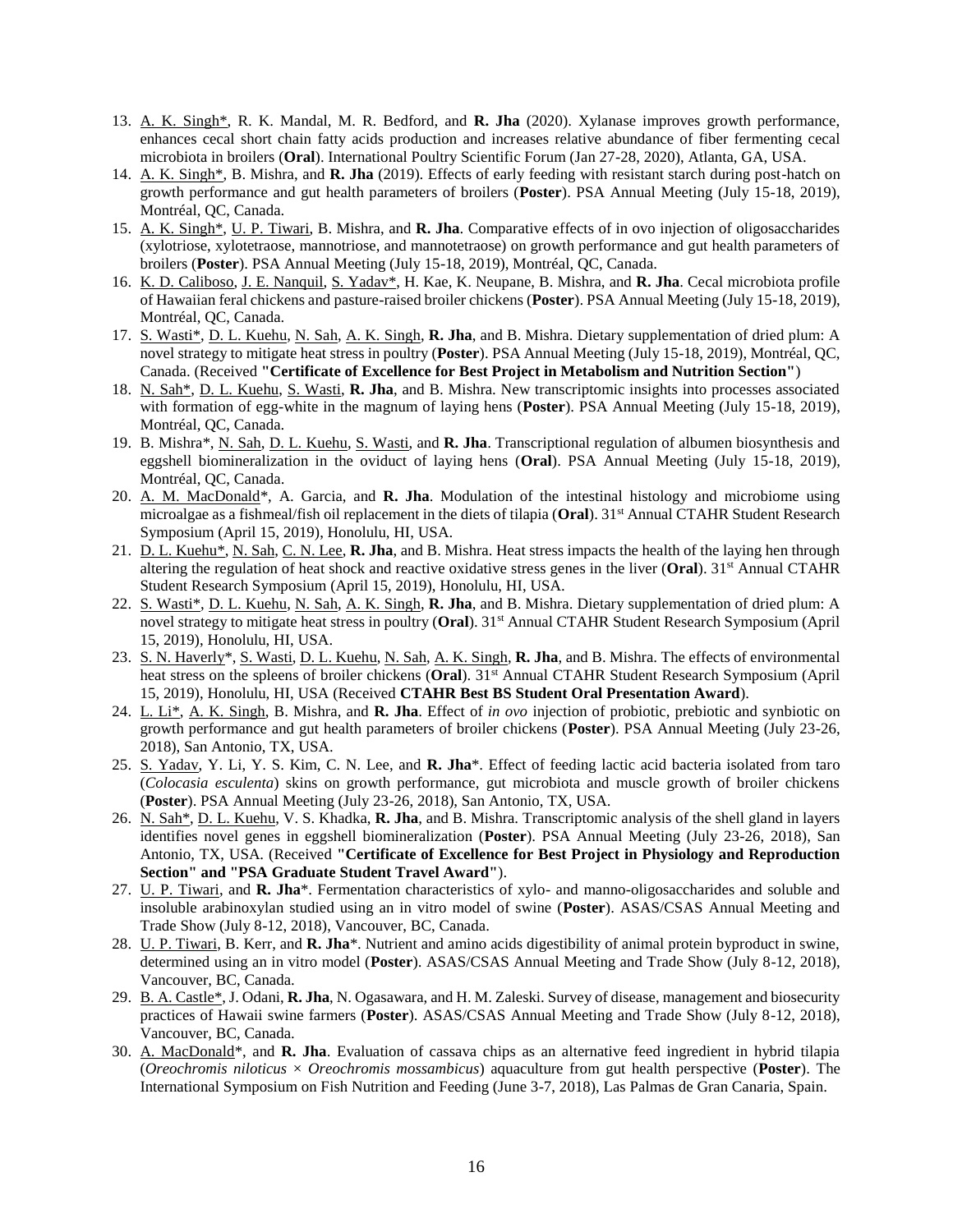13. A. K. Singh*, R. K. Mandal, M. R. Bedford, and **R. Jha** (2020). Xylanase improves growth performance, enhances cecal short chain fatty acids production and increases relative abundance of fiber fermenting cecal microbiota in broilers (**Oral**). International Poultry Scientific Forum (Jan 27-28, 2020), Atlanta, GA, USA.
14. A. K. Singh*, B. Mishra, and **R. Jha** (2019). Effects of early feeding with resistant starch during post-hatch on growth performance and gut health parameters of broilers (**Poster**). PSA Annual Meeting (July 15-18, 2019), Montréal, QC, Canada.
15. A. K. Singh*, U. P. Tiwari, B. Mishra, and **R. Jha**. Comparative effects of in ovo injection of oligosaccharides (xylotriose, xylotetraose, mannotriose, and mannotetraose) on growth performance and gut health parameters of broilers (**Poster**). PSA Annual Meeting (July 15-18, 2019), Montréal, QC, Canada.
16. K. D. Caliboso, J. E. Nanquil, S. Yadav*, H. Kae, K. Neupane, B. Mishra, and **R. Jha**. Cecal microbiota profile of Hawaiian feral chickens and pasture-raised broiler chickens (**Poster**). PSA Annual Meeting (July 15-18, 2019), Montréal, QC, Canada.
17. S. Wasti*, D. L. Kuehu, N. Sah, A. K. Singh, **R. Jha**, and B. Mishra. Dietary supplementation of dried plum: A novel strategy to mitigate heat stress in poultry (**Poster**). PSA Annual Meeting (July 15-18, 2019), Montréal, QC, Canada. (Received **"Certificate of Excellence for Best Project in Metabolism and Nutrition Section"**)
18. N. Sah*, D. L. Kuehu, S. Wasti, **R. Jha**, and B. Mishra. New transcriptomic insights into processes associated with formation of egg-white in the magnum of laying hens (**Poster**). PSA Annual Meeting (July 15-18, 2019), Montréal, QC, Canada.
19. B. Mishra*, N. Sah, D. L. Kuehu, S. Wasti, and **R. Jha**. Transcriptional regulation of albumen biosynthesis and eggshell biomineralization in the oviduct of laying hens (**Oral**). PSA Annual Meeting (July 15-18, 2019), Montréal, QC, Canada.
20. A. M. MacDonald*, A. Garcia, and **R. Jha**. Modulation of the intestinal histology and microbiome using microalgae as a fishmeal/fish oil replacement in the diets of tilapia (**Oral**). 31st Annual CTAHR Student Research Symposium (April 15, 2019), Honolulu, HI, USA.
21. D. L. Kuehu*, N. Sah, C. N. Lee, **R. Jha**, and B. Mishra. Heat stress impacts the health of the laying hen through altering the regulation of heat shock and reactive oxidative stress genes in the liver (**Oral**). 31st Annual CTAHR Student Research Symposium (April 15, 2019), Honolulu, HI, USA.
22. S. Wasti*, D. L. Kuehu, N. Sah, A. K. Singh, **R. Jha**, and B. Mishra. Dietary supplementation of dried plum: A novel strategy to mitigate heat stress in poultry (**Oral**). 31st Annual CTAHR Student Research Symposium (April 15, 2019), Honolulu, HI, USA.
23. S. N. Haverly*, S. Wasti, D. L. Kuehu, N. Sah, A. K. Singh, **R. Jha**, and B. Mishra. The effects of environmental heat stress on the spleens of broiler chickens (**Oral**). 31st Annual CTAHR Student Research Symposium (April 15, 2019), Honolulu, HI, USA (Received **CTAHR Best BS Student Oral Presentation Award**).
24. L. Li*, A. K. Singh, B. Mishra, and **R. Jha**. Effect of *in ovo* injection of probiotic, prebiotic and synbiotic on growth performance and gut health parameters of broiler chickens (**Poster**). PSA Annual Meeting (July 23-26, 2018), San Antonio, TX, USA.
25. S. Yadav, Y. Li, Y. S. Kim, C. N. Lee, and **R. Jha***. Effect of feeding lactic acid bacteria isolated from taro (*Colocasia esculenta*) skins on growth performance, gut microbiota and muscle growth of broiler chickens (**Poster**). PSA Annual Meeting (July 23-26, 2018), San Antonio, TX, USA.
26. N. Sah*, D. L. Kuehu, V. S. Khadka, **R. Jha**, and B. Mishra. Transcriptomic analysis of the shell gland in layers identifies novel genes in eggshell biomineralization (**Poster**). PSA Annual Meeting (July 23-26, 2018), San Antonio, TX, USA. (Received **"Certificate of Excellence for Best Project in Physiology and Reproduction Section" and "PSA Graduate Student Travel Award"**).
27. U. P. Tiwari, and **R. Jha***. Fermentation characteristics of xylo- and manno-oligosaccharides and soluble and insoluble arabinoxylan studied using an in vitro model of swine (**Poster**). ASAS/CSAS Annual Meeting and Trade Show (July 8-12, 2018), Vancouver, BC, Canada.
28. U. P. Tiwari, B. Kerr, and **R. Jha***. Nutrient and amino acids digestibility of animal protein byproduct in swine, determined using an in vitro model (**Poster**). ASAS/CSAS Annual Meeting and Trade Show (July 8-12, 2018), Vancouver, BC, Canada.
29. B. A. Castle*, J. Odani, **R. Jha**, N. Ogasawara, and H. M. Zaleski. Survey of disease, management and biosecurity practices of Hawaii swine farmers (**Poster**). ASAS/CSAS Annual Meeting and Trade Show (July 8-12, 2018), Vancouver, BC, Canada.
30. A. MacDonald*, and **R. Jha**. Evaluation of cassava chips as an alternative feed ingredient in hybrid tilapia (*Oreochromis niloticus* × *Oreochromis mossambicus*) aquaculture from gut health perspective (**Poster**). The International Symposium on Fish Nutrition and Feeding (June 3-7, 2018), Las Palmas de Gran Canaria, Spain.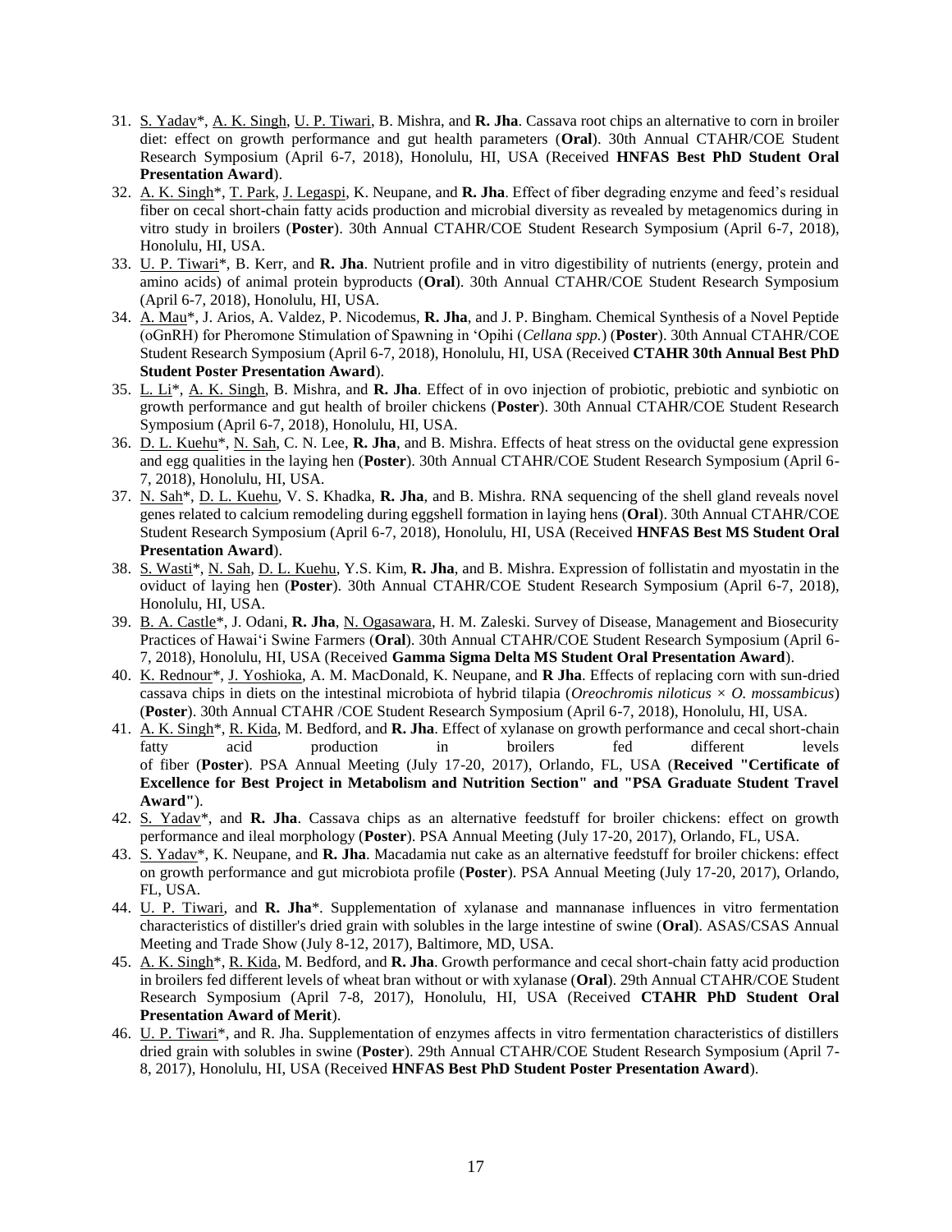31. S. Yadav*, A. K. Singh, U. P. Tiwari, B. Mishra, and **R. Jha**. Cassava root chips an alternative to corn in broiler diet: effect on growth performance and gut health parameters (**Oral**). 30th Annual CTAHR/COE Student Research Symposium (April 6-7, 2018), Honolulu, HI, USA (Received **HNFAS Best PhD Student Oral Presentation Award**).
32. A. K. Singh*, T. Park, J. Legaspi, K. Neupane, and **R. Jha**. Effect of fiber degrading enzyme and feed's residual fiber on cecal short-chain fatty acids production and microbial diversity as revealed by metagenomics during in vitro study in broilers (**Poster**). 30th Annual CTAHR/COE Student Research Symposium (April 6-7, 2018), Honolulu, HI, USA.
33. U. P. Tiwari*, B. Kerr, and **R. Jha**. Nutrient profile and in vitro digestibility of nutrients (energy, protein and amino acids) of animal protein byproducts (**Oral**). 30th Annual CTAHR/COE Student Research Symposium (April 6-7, 2018), Honolulu, HI, USA.
34. A. Mau*, J. Arios, A. Valdez, P. Nicodemus, **R. Jha**, and J. P. Bingham. Chemical Synthesis of a Novel Peptide (oGnRH) for Pheromone Stimulation of Spawning in 'Opihi (*Cellana spp.*) (**Poster**). 30th Annual CTAHR/COE Student Research Symposium (April 6-7, 2018), Honolulu, HI, USA (Received **CTAHR 30th Annual Best PhD Student Poster Presentation Award**).
35. L. Li*, A. K. Singh, B. Mishra, and **R. Jha**. Effect of in ovo injection of probiotic, prebiotic and synbiotic on growth performance and gut health of broiler chickens (**Poster**). 30th Annual CTAHR/COE Student Research Symposium (April 6-7, 2018), Honolulu, HI, USA.
36. D. L. Kuehu*, N. Sah, C. N. Lee, **R. Jha**, and B. Mishra. Effects of heat stress on the oviductal gene expression and egg qualities in the laying hen (**Poster**). 30th Annual CTAHR/COE Student Research Symposium (April 6-7, 2018), Honolulu, HI, USA.
37. N. Sah*, D. L. Kuehu, V. S. Khadka, **R. Jha**, and B. Mishra. RNA sequencing of the shell gland reveals novel genes related to calcium remodeling during eggshell formation in laying hens (**Oral**). 30th Annual CTAHR/COE Student Research Symposium (April 6-7, 2018), Honolulu, HI, USA (Received **HNFAS Best MS Student Oral Presentation Award**).
38. S. Wasti*, N. Sah, D. L. Kuehu, Y.S. Kim, **R. Jha**, and B. Mishra. Expression of follistatin and myostatin in the oviduct of laying hen (**Poster**). 30th Annual CTAHR/COE Student Research Symposium (April 6-7, 2018), Honolulu, HI, USA.
39. B. A. Castle*, J. Odani, **R. Jha**, N. Ogasawara, H. M. Zaleski. Survey of Disease, Management and Biosecurity Practices of Hawai'i Swine Farmers (**Oral**). 30th Annual CTAHR/COE Student Research Symposium (April 6-7, 2018), Honolulu, HI, USA (Received **Gamma Sigma Delta MS Student Oral Presentation Award**).
40. K. Rednour*, J. Yoshioka, A. M. MacDonald, K. Neupane, and **R Jha**. Effects of replacing corn with sun-dried cassava chips in diets on the intestinal microbiota of hybrid tilapia (*Oreochromis niloticus* × *O. mossambicus*) (**Poster**). 30th Annual CTAHR /COE Student Research Symposium (April 6-7, 2018), Honolulu, HI, USA.
41. A. K. Singh*, R. Kida, M. Bedford, and **R. Jha**. Effect of xylanase on growth performance and cecal short-chain fatty acid production in broilers fed different levels of fiber (**Poster**). PSA Annual Meeting (July 17-20, 2017), Orlando, FL, USA (**Received "Certificate of Excellence for Best Project in Metabolism and Nutrition Section" and "PSA Graduate Student Travel Award"**).
42. S. Yadav*, and **R. Jha**. Cassava chips as an alternative feedstuff for broiler chickens: effect on growth performance and ileal morphology (**Poster**). PSA Annual Meeting (July 17-20, 2017), Orlando, FL, USA.
43. S. Yadav*, K. Neupane, and **R. Jha**. Macadamia nut cake as an alternative feedstuff for broiler chickens: effect on growth performance and gut microbiota profile (**Poster**). PSA Annual Meeting (July 17-20, 2017), Orlando, FL, USA.
44. U. P. Tiwari, and **R. Jha***. Supplementation of xylanase and mannanase influences in vitro fermentation characteristics of distiller's dried grain with solubles in the large intestine of swine (**Oral**). ASAS/CSAS Annual Meeting and Trade Show (July 8-12, 2017), Baltimore, MD, USA.
45. A. K. Singh*, R. Kida, M. Bedford, and **R. Jha**. Growth performance and cecal short-chain fatty acid production in broilers fed different levels of wheat bran without or with xylanase (**Oral**). 29th Annual CTAHR/COE Student Research Symposium (April 7-8, 2017), Honolulu, HI, USA (Received **CTAHR PhD Student Oral Presentation Award of Merit**).
46. U. P. Tiwari*, and R. Jha. Supplementation of enzymes affects in vitro fermentation characteristics of distillers dried grain with solubles in swine (**Poster**). 29th Annual CTAHR/COE Student Research Symposium (April 7-8, 2017), Honolulu, HI, USA (Received **HNFAS Best PhD Student Poster Presentation Award**).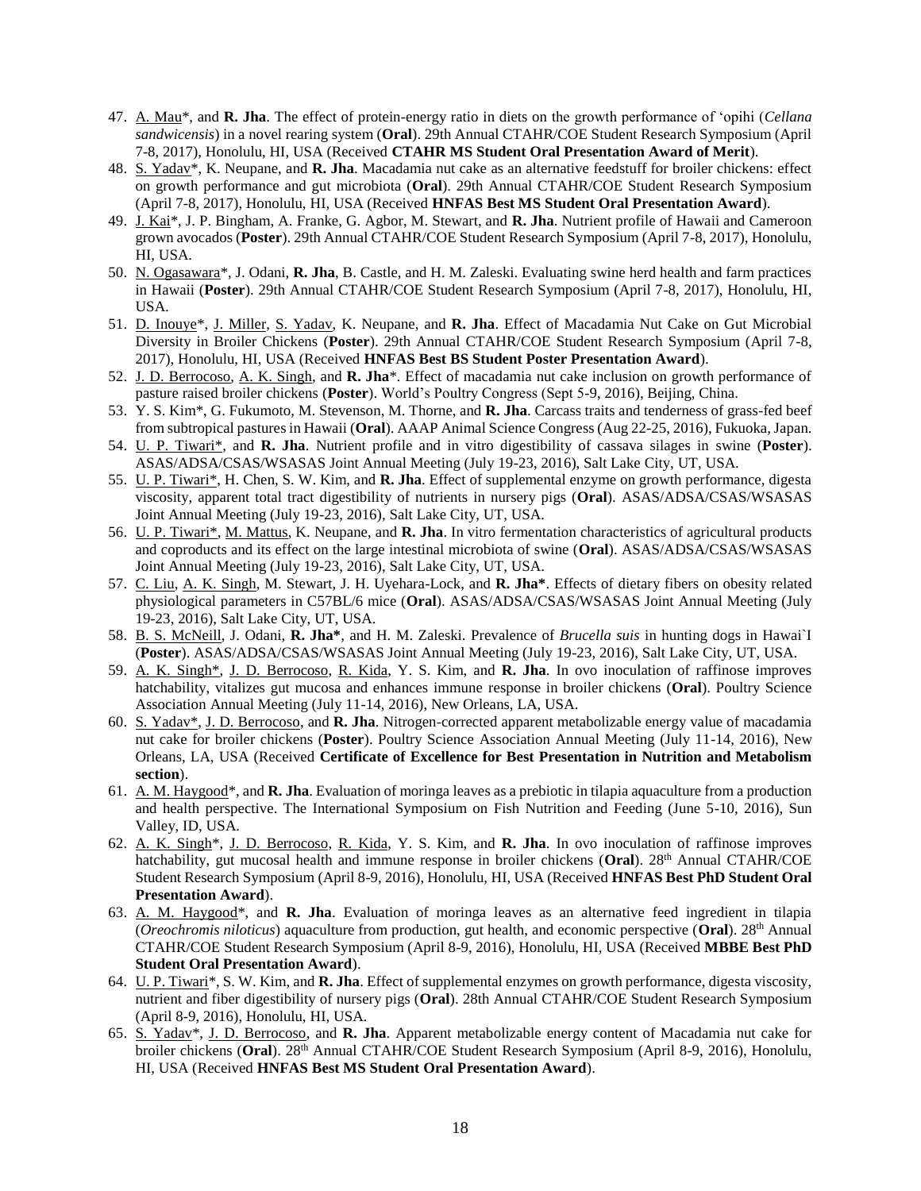47. A. Mau*, and **R. Jha**. The effect of protein-energy ratio in diets on the growth performance of ʻopihi (*Cellana sandwicensis*) in a novel rearing system (**Oral**). 29th Annual CTAHR/COE Student Research Symposium (April 7-8, 2017), Honolulu, HI, USA (Received **CTAHR MS Student Oral Presentation Award of Merit**).
48. S. Yadav*, K. Neupane, and **R. Jha**. Macadamia nut cake as an alternative feedstuff for broiler chickens: effect on growth performance and gut microbiota (**Oral**). 29th Annual CTAHR/COE Student Research Symposium (April 7-8, 2017), Honolulu, HI, USA (Received **HNFAS Best MS Student Oral Presentation Award**).
49. J. Kai*, J. P. Bingham, A. Franke, G. Agbor, M. Stewart, and **R. Jha**. Nutrient profile of Hawaii and Cameroon grown avocados (**Poster**). 29th Annual CTAHR/COE Student Research Symposium (April 7-8, 2017), Honolulu, HI, USA.
50. N. Ogasawara*, J. Odani, **R. Jha**, B. Castle, and H. M. Zaleski. Evaluating swine herd health and farm practices in Hawaii (**Poster**). 29th Annual CTAHR/COE Student Research Symposium (April 7-8, 2017), Honolulu, HI, USA.
51. D. Inouye*, J. Miller, S. Yadav, K. Neupane, and **R. Jha**. Effect of Macadamia Nut Cake on Gut Microbial Diversity in Broiler Chickens (**Poster**). 29th Annual CTAHR/COE Student Research Symposium (April 7-8, 2017), Honolulu, HI, USA (Received **HNFAS Best BS Student Poster Presentation Award**).
52. J. D. Berrocoso, A. K. Singh, and **R. Jha***. Effect of macadamia nut cake inclusion on growth performance of pasture raised broiler chickens (**Poster**). World's Poultry Congress (Sept 5-9, 2016), Beijing, China.
53. Y. S. Kim*, G. Fukumoto, M. Stevenson, M. Thorne, and **R. Jha**. Carcass traits and tenderness of grass-fed beef from subtropical pastures in Hawaii (**Oral**). AAAP Animal Science Congress (Aug 22-25, 2016), Fukuoka, Japan.
54. U. P. Tiwari*, and **R. Jha**. Nutrient profile and in vitro digestibility of cassava silages in swine (**Poster**). ASAS/ADSA/CSAS/WSASAS Joint Annual Meeting (July 19-23, 2016), Salt Lake City, UT, USA.
55. U. P. Tiwari*, H. Chen, S. W. Kim, and **R. Jha**. Effect of supplemental enzyme on growth performance, digesta viscosity, apparent total tract digestibility of nutrients in nursery pigs (**Oral**). ASAS/ADSA/CSAS/WSASAS Joint Annual Meeting (July 19-23, 2016), Salt Lake City, UT, USA.
56. U. P. Tiwari*, M. Mattus, K. Neupane, and **R. Jha**. In vitro fermentation characteristics of agricultural products and coproducts and its effect on the large intestinal microbiota of swine (**Oral**). ASAS/ADSA/CSAS/WSASAS Joint Annual Meeting (July 19-23, 2016), Salt Lake City, UT, USA.
57. C. Liu, A. K. Singh, M. Stewart, J. H. Uyehara-Lock, and **R. Jha***. Effects of dietary fibers on obesity related physiological parameters in C57BL/6 mice (**Oral**). ASAS/ADSA/CSAS/WSASAS Joint Annual Meeting (July 19-23, 2016), Salt Lake City, UT, USA.
58. B. S. McNeill, J. Odani, **R. Jha***, and H. M. Zaleski. Prevalence of *Brucella suis* in hunting dogs in Hawai`I (**Poster**). ASAS/ADSA/CSAS/WSASAS Joint Annual Meeting (July 19-23, 2016), Salt Lake City, UT, USA.
59. A. K. Singh*, J. D. Berrocoso, R. Kida, Y. S. Kim, and **R. Jha**. In ovo inoculation of raffinose improves hatchability, vitalizes gut mucosa and enhances immune response in broiler chickens (**Oral**). Poultry Science Association Annual Meeting (July 11-14, 2016), New Orleans, LA, USA.
60. S. Yadav*, J. D. Berrocoso, and **R. Jha**. Nitrogen-corrected apparent metabolizable energy value of macadamia nut cake for broiler chickens (**Poster**). Poultry Science Association Annual Meeting (July 11-14, 2016), New Orleans, LA, USA (Received **Certificate of Excellence for Best Presentation in Nutrition and Metabolism section**).
61. A. M. Haygood*, and **R. Jha**. Evaluation of moringa leaves as a prebiotic in tilapia aquaculture from a production and health perspective. The International Symposium on Fish Nutrition and Feeding (June 5-10, 2016), Sun Valley, ID, USA.
62. A. K. Singh*, J. D. Berrocoso, R. Kida, Y. S. Kim, and **R. Jha**. In ovo inoculation of raffinose improves hatchability, gut mucosal health and immune response in broiler chickens (**Oral**). 28th Annual CTAHR/COE Student Research Symposium (April 8-9, 2016), Honolulu, HI, USA (Received **HNFAS Best PhD Student Oral Presentation Award**).
63. A. M. Haygood*, and **R. Jha**. Evaluation of moringa leaves as an alternative feed ingredient in tilapia (*Oreochromis niloticus*) aquaculture from production, gut health, and economic perspective (**Oral**). 28th Annual CTAHR/COE Student Research Symposium (April 8-9, 2016), Honolulu, HI, USA (Received **MBBE Best PhD Student Oral Presentation Award**).
64. U. P. Tiwari*, S. W. Kim, and **R. Jha**. Effect of supplemental enzymes on growth performance, digesta viscosity, nutrient and fiber digestibility of nursery pigs (**Oral**). 28th Annual CTAHR/COE Student Research Symposium (April 8-9, 2016), Honolulu, HI, USA.
65. S. Yadav*, J. D. Berrocoso, and **R. Jha**. Apparent metabolizable energy content of Macadamia nut cake for broiler chickens (**Oral**). 28th Annual CTAHR/COE Student Research Symposium (April 8-9, 2016), Honolulu, HI, USA (Received **HNFAS Best MS Student Oral Presentation Award**).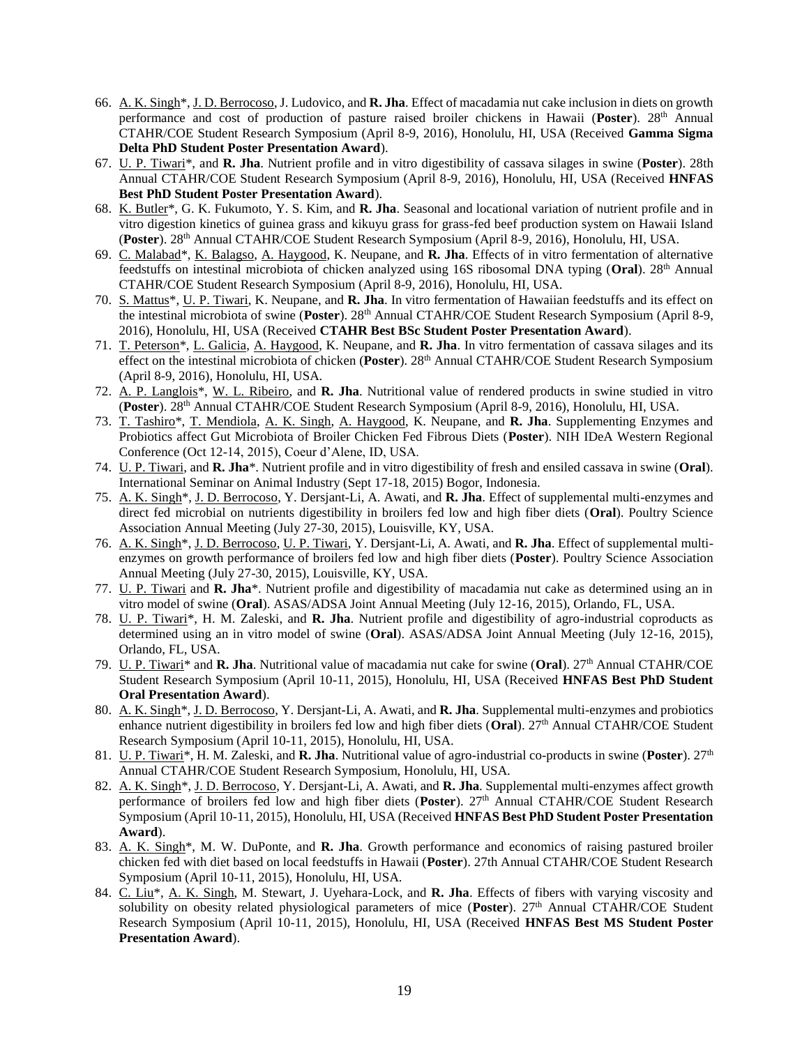66. A. K. Singh*, J. D. Berrocoso, J. Ludovico, and **R. Jha**. Effect of macadamia nut cake inclusion in diets on growth performance and cost of production of pasture raised broiler chickens in Hawaii (**Poster**). 28th Annual CTAHR/COE Student Research Symposium (April 8-9, 2016), Honolulu, HI, USA (Received **Gamma Sigma Delta PhD Student Poster Presentation Award**).
67. U. P. Tiwari*, and **R. Jha**. Nutrient profile and in vitro digestibility of cassava silages in swine (**Poster**). 28th Annual CTAHR/COE Student Research Symposium (April 8-9, 2016), Honolulu, HI, USA (Received **HNFAS Best PhD Student Poster Presentation Award**).
68. K. Butler*, G. K. Fukumoto, Y. S. Kim, and **R. Jha**. Seasonal and locational variation of nutrient profile and in vitro digestion kinetics of guinea grass and kikuyu grass for grass-fed beef production system on Hawaii Island (**Poster**). 28th Annual CTAHR/COE Student Research Symposium (April 8-9, 2016), Honolulu, HI, USA.
69. C. Malabad*, K. Balagso, A. Haygood, K. Neupane, and **R. Jha**. Effects of in vitro fermentation of alternative feedstuffs on intestinal microbiota of chicken analyzed using 16S ribosomal DNA typing (**Oral**). 28th Annual CTAHR/COE Student Research Symposium (April 8-9, 2016), Honolulu, HI, USA.
70. S. Mattus*, U. P. Tiwari, K. Neupane, and **R. Jha**. In vitro fermentation of Hawaiian feedstuffs and its effect on the intestinal microbiota of swine (**Poster**). 28th Annual CTAHR/COE Student Research Symposium (April 8-9, 2016), Honolulu, HI, USA (Received **CTAHR Best BSc Student Poster Presentation Award**).
71. T. Peterson*, L. Galicia, A. Haygood, K. Neupane, and **R. Jha**. In vitro fermentation of cassava silages and its effect on the intestinal microbiota of chicken (**Poster**). 28th Annual CTAHR/COE Student Research Symposium (April 8-9, 2016), Honolulu, HI, USA.
72. A. P. Langlois*, W. L. Ribeiro, and **R. Jha**. Nutritional value of rendered products in swine studied in vitro (**Poster**). 28th Annual CTAHR/COE Student Research Symposium (April 8-9, 2016), Honolulu, HI, USA.
73. T. Tashiro*, T. Mendiola, A. K. Singh, A. Haygood, K. Neupane, and **R. Jha**. Supplementing Enzymes and Probiotics affect Gut Microbiota of Broiler Chicken Fed Fibrous Diets (**Poster**). NIH IDeA Western Regional Conference (Oct 12-14, 2015), Coeur d'Alene, ID, USA.
74. U. P. Tiwari, and **R. Jha***. Nutrient profile and in vitro digestibility of fresh and ensiled cassava in swine (**Oral**). International Seminar on Animal Industry (Sept 17-18, 2015) Bogor, Indonesia.
75. A. K. Singh*, J. D. Berrocoso, Y. Dersjant-Li, A. Awati, and **R. Jha**. Effect of supplemental multi-enzymes and direct fed microbial on nutrients digestibility in broilers fed low and high fiber diets (**Oral**). Poultry Science Association Annual Meeting (July 27-30, 2015), Louisville, KY, USA.
76. A. K. Singh*, J. D. Berrocoso, U. P. Tiwari, Y. Dersjant-Li, A. Awati, and **R. Jha**. Effect of supplemental multi-enzymes on growth performance of broilers fed low and high fiber diets (**Poster**). Poultry Science Association Annual Meeting (July 27-30, 2015), Louisville, KY, USA.
77. U. P. Tiwari and **R. Jha***. Nutrient profile and digestibility of macadamia nut cake as determined using an in vitro model of swine (**Oral**). ASAS/ADSA Joint Annual Meeting (July 12-16, 2015), Orlando, FL, USA.
78. U. P. Tiwari*, H. M. Zaleski, and **R. Jha**. Nutrient profile and digestibility of agro-industrial coproducts as determined using an in vitro model of swine (**Oral**). ASAS/ADSA Joint Annual Meeting (July 12-16, 2015), Orlando, FL, USA.
79. U. P. Tiwari* and **R. Jha**. Nutritional value of macadamia nut cake for swine (**Oral**). 27th Annual CTAHR/COE Student Research Symposium (April 10-11, 2015), Honolulu, HI, USA (Received **HNFAS Best PhD Student Oral Presentation Award**).
80. A. K. Singh*, J. D. Berrocoso, Y. Dersjant-Li, A. Awati, and **R. Jha**. Supplemental multi-enzymes and probiotics enhance nutrient digestibility in broilers fed low and high fiber diets (**Oral**). 27th Annual CTAHR/COE Student Research Symposium (April 10-11, 2015), Honolulu, HI, USA.
81. U. P. Tiwari*, H. M. Zaleski, and **R. Jha**. Nutritional value of agro-industrial co-products in swine (**Poster**). 27th Annual CTAHR/COE Student Research Symposium, Honolulu, HI, USA.
82. A. K. Singh*, J. D. Berrocoso, Y. Dersjant-Li, A. Awati, and **R. Jha**. Supplemental multi-enzymes affect growth performance of broilers fed low and high fiber diets (**Poster**). 27th Annual CTAHR/COE Student Research Symposium (April 10-11, 2015), Honolulu, HI, USA (Received **HNFAS Best PhD Student Poster Presentation Award**).
83. A. K. Singh*, M. W. DuPonte, and **R. Jha**. Growth performance and economics of raising pastured broiler chicken fed with diet based on local feedstuffs in Hawaii (**Poster**). 27th Annual CTAHR/COE Student Research Symposium (April 10-11, 2015), Honolulu, HI, USA.
84. C. Liu*, A. K. Singh, M. Stewart, J. Uyehara-Lock, and **R. Jha**. Effects of fibers with varying viscosity and solubility on obesity related physiological parameters of mice (**Poster**). 27th Annual CTAHR/COE Student Research Symposium (April 10-11, 2015), Honolulu, HI, USA (Received **HNFAS Best MS Student Poster Presentation Award**).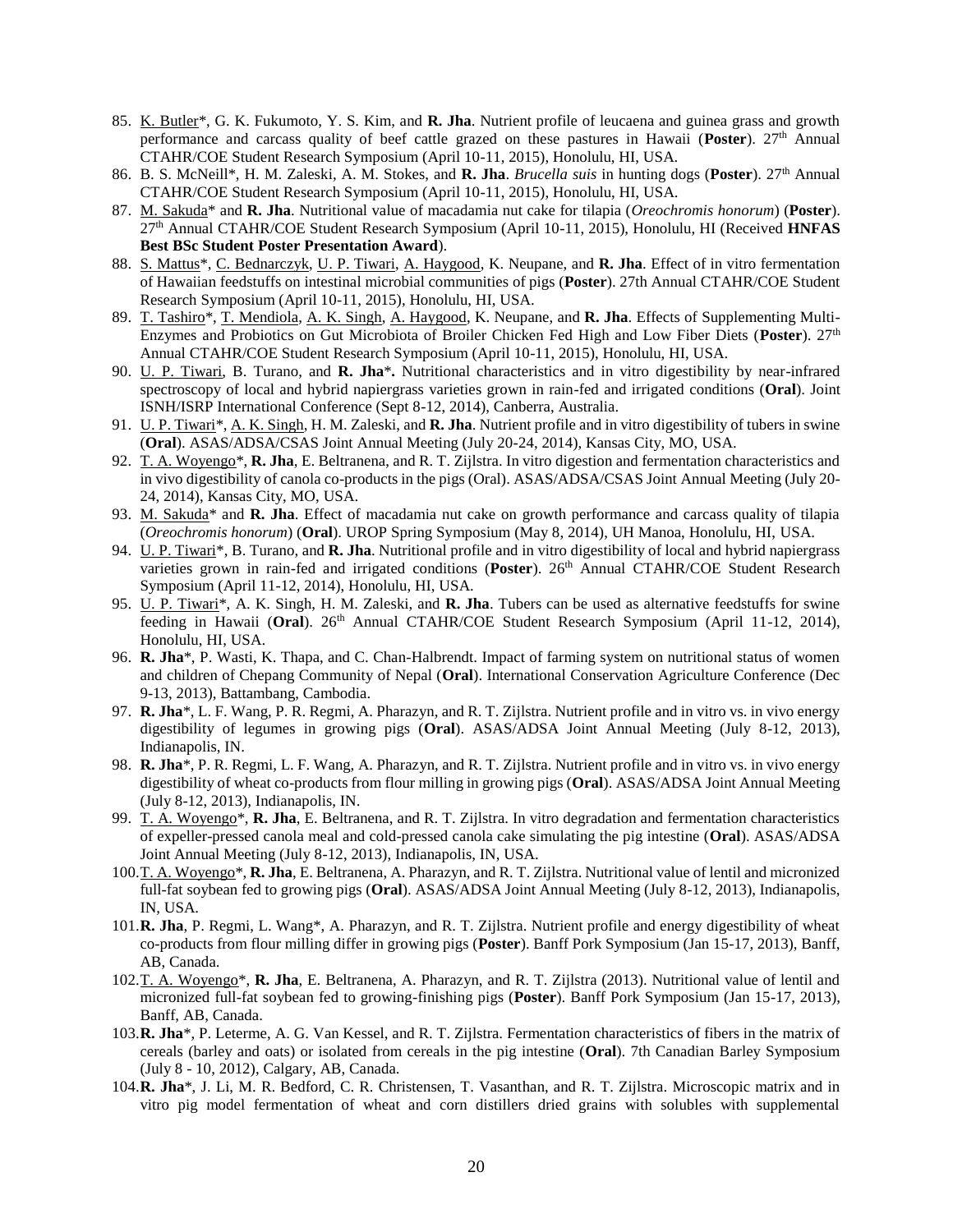85. <u>K. Butler</u>*, G. K. Fukumoto, Y. S. Kim, and **R. Jha**. Nutrient profile of leucaena and guinea grass and growth performance and carcass quality of beef cattle grazed on these pastures in Hawaii (**Poster**). 27th Annual CTAHR/COE Student Research Symposium (April 10-11, 2015), Honolulu, HI, USA.
86. B. S. McNeill*, H. M. Zaleski, A. M. Stokes, and **R. Jha**. *Brucella suis* in hunting dogs (**Poster**). 27th Annual CTAHR/COE Student Research Symposium (April 10-11, 2015), Honolulu, HI, USA.
87. <u>M. Sakuda</u>* and **R. Jha**. Nutritional value of macadamia nut cake for tilapia (*Oreochromis honorum*) (**Poster**). 27th Annual CTAHR/COE Student Research Symposium (April 10-11, 2015), Honolulu, HI (Received **HNFAS Best BSc Student Poster Presentation Award**).
88. <u>S. Mattus</u>*, <u>C. Bednarczyk</u>, <u>U. P. Tiwari</u>, <u>A. Haygood</u>, K. Neupane, and **R. Jha**. Effect of in vitro fermentation of Hawaiian feedstuffs on intestinal microbial communities of pigs (**Poster**). 27th Annual CTAHR/COE Student Research Symposium (April 10-11, 2015), Honolulu, HI, USA.
89. <u>T. Tashiro</u>*, <u>T. Mendiola</u>, <u>A. K. Singh</u>, <u>A. Haygood</u>, K. Neupane, and **R. Jha**. Effects of Supplementing Multi-Enzymes and Probiotics on Gut Microbiota of Broiler Chicken Fed High and Low Fiber Diets (**Poster**). 27th Annual CTAHR/COE Student Research Symposium (April 10-11, 2015), Honolulu, HI, USA.
90. <u>U. P. Tiwari</u>, B. Turano, and **R. Jha***. Nutritional characteristics and in vitro digestibility by near-infrared spectroscopy of local and hybrid napiergrass varieties grown in rain-fed and irrigated conditions (**Oral**). Joint ISNH/ISRP International Conference (Sept 8-12, 2014), Canberra, Australia.
91. <u>U. P. Tiwari</u>*, <u>A. K. Singh</u>, H. M. Zaleski, and **R. Jha**. Nutrient profile and in vitro digestibility of tubers in swine (**Oral**). ASAS/ADSA/CSAS Joint Annual Meeting (July 20-24, 2014), Kansas City, MO, USA.
92. <u>T. A. Woyengo</u>*, **R. Jha**, E. Beltranena, and R. T. Zijlstra. In vitro digestion and fermentation characteristics and in vivo digestibility of canola co-products in the pigs (Oral). ASAS/ADSA/CSAS Joint Annual Meeting (July 20-24, 2014), Kansas City, MO, USA.
93. <u>M. Sakuda</u>* and **R. Jha**. Effect of macadamia nut cake on growth performance and carcass quality of tilapia (*Oreochromis honorum*) (**Oral**). UROP Spring Symposium (May 8, 2014), UH Manoa, Honolulu, HI, USA.
94. <u>U. P. Tiwari</u>*, B. Turano, and **R. Jha**. Nutritional profile and in vitro digestibility of local and hybrid napiergrass varieties grown in rain-fed and irrigated conditions (**Poster**). 26th Annual CTAHR/COE Student Research Symposium (April 11-12, 2014), Honolulu, HI, USA.
95. <u>U. P. Tiwari</u>*, A. K. Singh, H. M. Zaleski, and **R. Jha**. Tubers can be used as alternative feedstuffs for swine feeding in Hawaii (**Oral**). 26th Annual CTAHR/COE Student Research Symposium (April 11-12, 2014), Honolulu, HI, USA.
96. **R. Jha***, P. Wasti, K. Thapa, and C. Chan-Halbrendt. Impact of farming system on nutritional status of women and children of Chepang Community of Nepal (**Oral**). International Conservation Agriculture Conference (Dec 9-13, 2013), Battambang, Cambodia.
97. **R. Jha***, L. F. Wang, P. R. Regmi, A. Pharazyn, and R. T. Zijlstra. Nutrient profile and in vitro vs. in vivo energy digestibility of legumes in growing pigs (**Oral**). ASAS/ADSA Joint Annual Meeting (July 8-12, 2013), Indianapolis, IN.
98. **R. Jha***, P. R. Regmi, L. F. Wang, A. Pharazyn, and R. T. Zijlstra. Nutrient profile and in vitro vs. in vivo energy digestibility of wheat co-products from flour milling in growing pigs (**Oral**). ASAS/ADSA Joint Annual Meeting (July 8-12, 2013), Indianapolis, IN.
99. <u>T. A. Woyengo</u>*, **R. Jha**, E. Beltranena, and R. T. Zijlstra. In vitro degradation and fermentation characteristics of expeller-pressed canola meal and cold-pressed canola cake simulating the pig intestine (**Oral**). ASAS/ADSA Joint Annual Meeting (July 8-12, 2013), Indianapolis, IN, USA.
100. <u>T. A. Woyengo</u>*, **R. Jha**, E. Beltranena, A. Pharazyn, and R. T. Zijlstra. Nutritional value of lentil and micronized full-fat soybean fed to growing pigs (**Oral**). ASAS/ADSA Joint Annual Meeting (July 8-12, 2013), Indianapolis, IN, USA.
101. **R. Jha**, P. Regmi, L. Wang*, A. Pharazyn, and R. T. Zijlstra. Nutrient profile and energy digestibility of wheat co-products from flour milling differ in growing pigs (**Poster**). Banff Pork Symposium (Jan 15-17, 2013), Banff, AB, Canada.
102. <u>T. A. Woyengo</u>*, **R. Jha**, E. Beltranena, A. Pharazyn, and R. T. Zijlstra (2013). Nutritional value of lentil and micronized full-fat soybean fed to growing-finishing pigs (**Poster**). Banff Pork Symposium (Jan 15-17, 2013), Banff, AB, Canada.
103. **R. Jha***, P. Leterme, A. G. Van Kessel, and R. T. Zijlstra. Fermentation characteristics of fibers in the matrix of cereals (barley and oats) or isolated from cereals in the pig intestine (**Oral**). 7th Canadian Barley Symposium (July 8 - 10, 2012), Calgary, AB, Canada.
104. **R. Jha***, J. Li, M. R. Bedford, C. R. Christensen, T. Vasanthan, and R. T. Zijlstra. Microscopic matrix and in vitro pig model fermentation of wheat and corn distillers dried grains with solubles with supplemental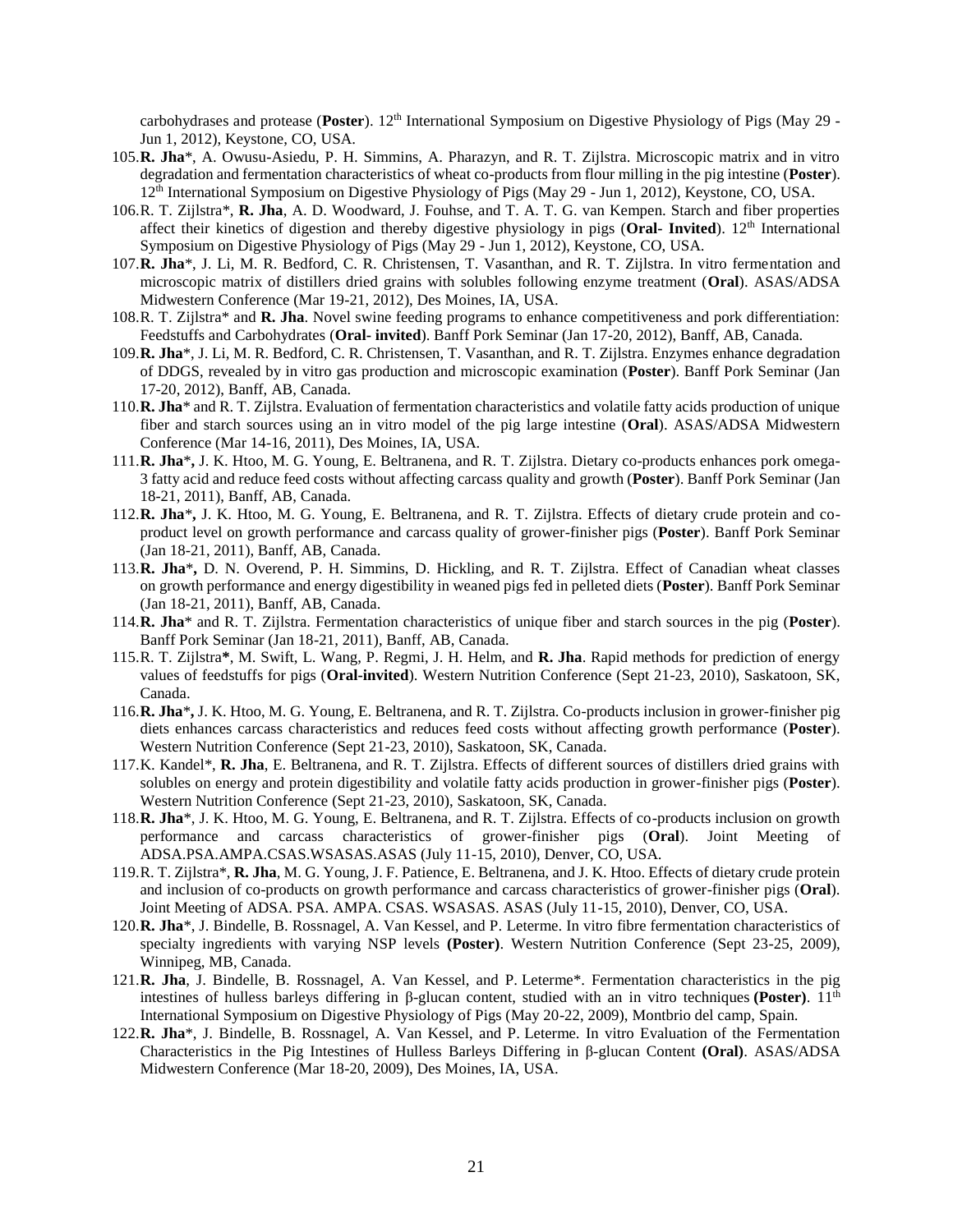carbohydrases and protease (**Poster**). 12th International Symposium on Digestive Physiology of Pigs (May 29 - Jun 1, 2012), Keystone, CO, USA.

105. **R. Jha***, A. Owusu-Asiedu, P. H. Simmins, A. Pharazyn, and R. T. Zijlstra. Microscopic matrix and in vitro degradation and fermentation characteristics of wheat co-products from flour milling in the pig intestine (**Poster**). 12th International Symposium on Digestive Physiology of Pigs (May 29 - Jun 1, 2012), Keystone, CO, USA.
106. R. T. Zijlstra*, **R. Jha**, A. D. Woodward, J. Fouhse, and T. A. T. G. van Kempen. Starch and fiber properties affect their kinetics of digestion and thereby digestive physiology in pigs (**Oral- Invited**). 12th International Symposium on Digestive Physiology of Pigs (May 29 - Jun 1, 2012), Keystone, CO, USA.
107. **R. Jha***, J. Li, M. R. Bedford, C. R. Christensen, T. Vasanthan, and R. T. Zijlstra. In vitro fermentation and microscopic matrix of distillers dried grains with solubles following enzyme treatment (**Oral**). ASAS/ADSA Midwestern Conference (Mar 19-21, 2012), Des Moines, IA, USA.
108. R. T. Zijlstra* and **R. Jha**. Novel swine feeding programs to enhance competitiveness and pork differentiation: Feedstuffs and Carbohydrates (**Oral- invited**). Banff Pork Seminar (Jan 17-20, 2012), Banff, AB, Canada.
109. **R. Jha***, J. Li, M. R. Bedford, C. R. Christensen, T. Vasanthan, and R. T. Zijlstra. Enzymes enhance degradation of DDGS, revealed by in vitro gas production and microscopic examination (**Poster**). Banff Pork Seminar (Jan 17-20, 2012), Banff, AB, Canada.
110. **R. Jha*** and R. T. Zijlstra. Evaluation of fermentation characteristics and volatile fatty acids production of unique fiber and starch sources using an in vitro model of the pig large intestine (**Oral**). ASAS/ADSA Midwestern Conference (Mar 14-16, 2011), Des Moines, IA, USA.
111. **R. Jha***, J. K. Htoo, M. G. Young, E. Beltranena, and R. T. Zijlstra. Dietary co-products enhances pork omega-3 fatty acid and reduce feed costs without affecting carcass quality and growth (**Poster**). Banff Pork Seminar (Jan 18-21, 2011), Banff, AB, Canada.
112. **R. Jha***, J. K. Htoo, M. G. Young, E. Beltranena, and R. T. Zijlstra. Effects of dietary crude protein and co-product level on growth performance and carcass quality of grower-finisher pigs (**Poster**). Banff Pork Seminar (Jan 18-21, 2011), Banff, AB, Canada.
113. **R. Jha***, D. N. Overend, P. H. Simmins, D. Hickling, and R. T. Zijlstra. Effect of Canadian wheat classes on growth performance and energy digestibility in weaned pigs fed in pelleted diets (**Poster**). Banff Pork Seminar (Jan 18-21, 2011), Banff, AB, Canada.
114. **R. Jha*** and R. T. Zijlstra. Fermentation characteristics of unique fiber and starch sources in the pig (**Poster**). Banff Pork Seminar (Jan 18-21, 2011), Banff, AB, Canada.
115. R. T. Zijlstra*, M. Swift, L. Wang, P. Regmi, J. H. Helm, and **R. Jha**. Rapid methods for prediction of energy values of feedstuffs for pigs (**Oral-invited**). Western Nutrition Conference (Sept 21-23, 2010), Saskatoon, SK, Canada.
116. **R. Jha***, J. K. Htoo, M. G. Young, E. Beltranena, and R. T. Zijlstra. Co-products inclusion in grower-finisher pig diets enhances carcass characteristics and reduces feed costs without affecting growth performance (**Poster**). Western Nutrition Conference (Sept 21-23, 2010), Saskatoon, SK, Canada.
117. K. Kandel*, **R. Jha**, E. Beltranena, and R. T. Zijlstra. Effects of different sources of distillers dried grains with solubles on energy and protein digestibility and volatile fatty acids production in grower-finisher pigs (**Poster**). Western Nutrition Conference (Sept 21-23, 2010), Saskatoon, SK, Canada.
118. **R. Jha***, J. K. Htoo, M. G. Young, E. Beltranena, and R. T. Zijlstra. Effects of co-products inclusion on growth performance and carcass characteristics of grower-finisher pigs (**Oral**). Joint Meeting of ADSA.PSA.AMPA.CSAS.WSASAS.ASAS (July 11-15, 2010), Denver, CO, USA.
119. R. T. Zijlstra*, **R. Jha**, M. G. Young, J. F. Patience, E. Beltranena, and J. K. Htoo. Effects of dietary crude protein and inclusion of co-products on growth performance and carcass characteristics of grower-finisher pigs (**Oral**). Joint Meeting of ADSA. PSA. AMPA. CSAS. WSASAS. ASAS (July 11-15, 2010), Denver, CO, USA.
120. **R. Jha***, J. Bindelle, B. Rossnagel, A. Van Kessel, and P. Leterme. In vitro fibre fermentation characteristics of specialty ingredients with varying NSP levels **(Poster)**. Western Nutrition Conference (Sept 23-25, 2009), Winnipeg, MB, Canada.
121. **R. Jha**, J. Bindelle, B. Rossnagel, A. Van Kessel, and P. Leterme*. Fermentation characteristics in the pig intestines of hulless barleys differing in β-glucan content, studied with an in vitro techniques **(Poster)**. 11th International Symposium on Digestive Physiology of Pigs (May 20-22, 2009), Montbrio del camp, Spain.
122. **R. Jha***, J. Bindelle, B. Rossnagel, A. Van Kessel, and P. Leterme. In vitro Evaluation of the Fermentation Characteristics in the Pig Intestines of Hulless Barleys Differing in β-glucan Content **(Oral)**. ASAS/ADSA Midwestern Conference (Mar 18-20, 2009), Des Moines, IA, USA.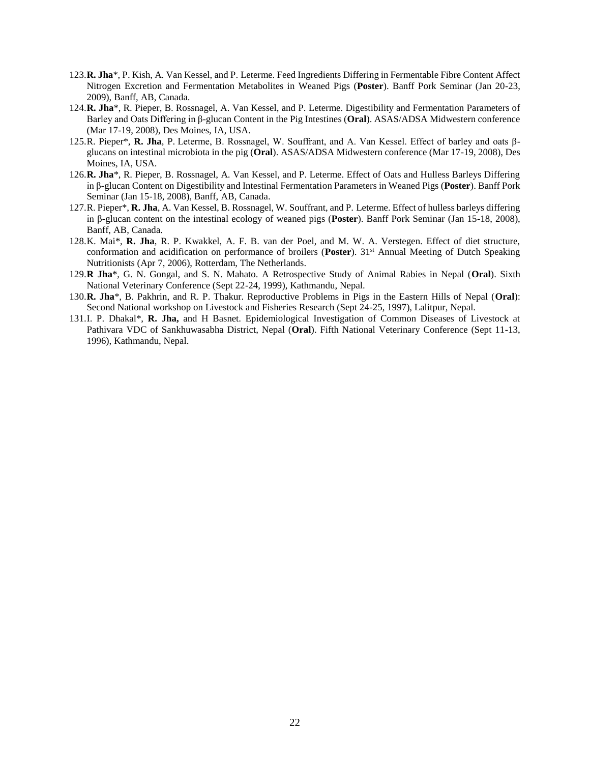123. **R. Jha***, P. Kish, A. Van Kessel, and P. Leterme. Feed Ingredients Differing in Fermentable Fibre Content Affect Nitrogen Excretion and Fermentation Metabolites in Weaned Pigs (**Poster**). Banff Pork Seminar (Jan 20-23, 2009), Banff, AB, Canada.
124. **R. Jha***, R. Pieper, B. Rossnagel, A. Van Kessel, and P. Leterme. Digestibility and Fermentation Parameters of Barley and Oats Differing in β-glucan Content in the Pig Intestines (**Oral**). ASAS/ADSA Midwestern conference (Mar 17-19, 2008), Des Moines, IA, USA.
125. R. Pieper*, **R. Jha**, P. Leterme, B. Rossnagel, W. Souffrant, and A. Van Kessel. Effect of barley and oats β-glucans on intestinal microbiota in the pig (**Oral**). ASAS/ADSA Midwestern conference (Mar 17-19, 2008), Des Moines, IA, USA.
126. **R. Jha***, R. Pieper, B. Rossnagel, A. Van Kessel, and P. Leterme. Effect of Oats and Hulless Barleys Differing in β-glucan Content on Digestibility and Intestinal Fermentation Parameters in Weaned Pigs (**Poster**). Banff Pork Seminar (Jan 15-18, 2008), Banff, AB, Canada.
127. R. Pieper*, **R. Jha**, A. Van Kessel, B. Rossnagel, W. Souffrant, and P. Leterme. Effect of hulless barleys differing in β-glucan content on the intestinal ecology of weaned pigs (**Poster**). Banff Pork Seminar (Jan 15-18, 2008), Banff, AB, Canada.
128. K. Mai*, **R. Jha**, R. P. Kwakkel, A. F. B. van der Poel, and M. W. A. Verstegen. Effect of diet structure, conformation and acidification on performance of broilers (**Poster**). 31st Annual Meeting of Dutch Speaking Nutritionists (Apr 7, 2006), Rotterdam, The Netherlands.
129. **R Jha***, G. N. Gongal, and S. N. Mahato. A Retrospective Study of Animal Rabies in Nepal (**Oral**). Sixth National Veterinary Conference (Sept 22-24, 1999), Kathmandu, Nepal.
130. **R. Jha***, B. Pakhrin, and R. P. Thakur. Reproductive Problems in Pigs in the Eastern Hills of Nepal (**Oral**): Second National workshop on Livestock and Fisheries Research (Sept 24-25, 1997), Lalitpur, Nepal.
131. I. P. Dhakal*, **R. Jha,** and H Basnet. Epidemiological Investigation of Common Diseases of Livestock at Pathivara VDC of Sankhuwasabha District, Nepal (**Oral**). Fifth National Veterinary Conference (Sept 11-13, 1996), Kathmandu, Nepal.